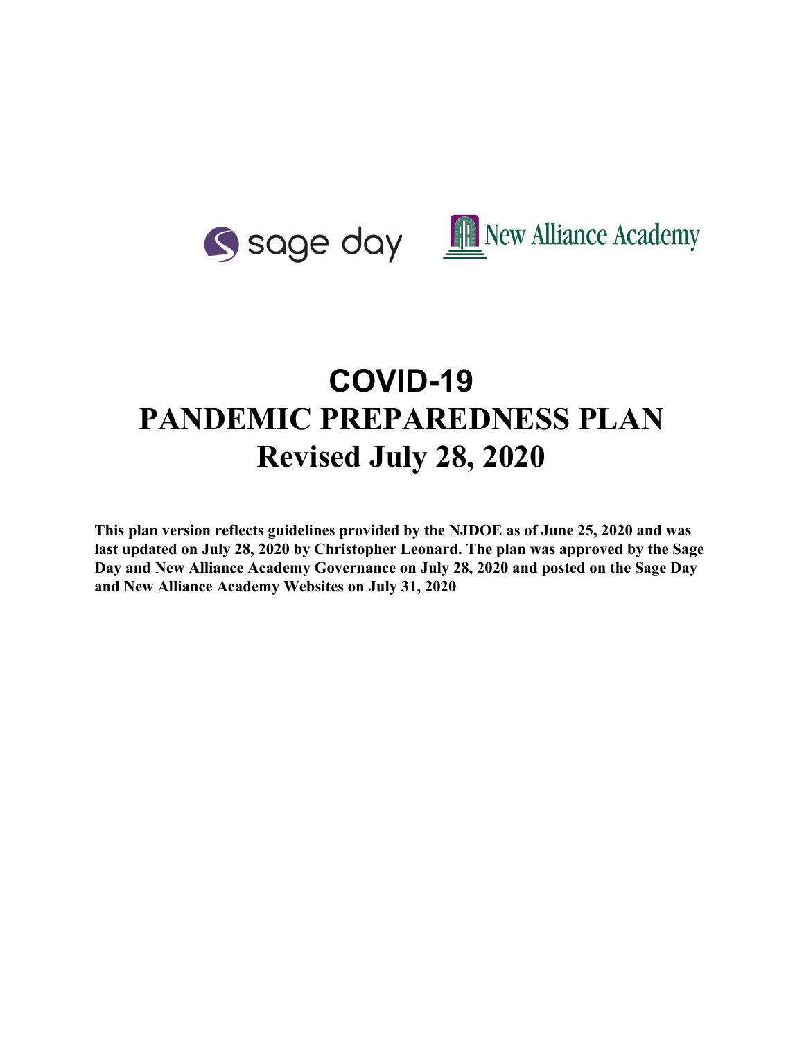sage day New Alliance Academy

# COVID-19
# PANDEMIC PREPAREDNESS PLAN
# Revised July 28, 2020

**This plan version reflects guidelines provided by the NJDOE as of June 25, 2020 and was last updated on July 28, 2020 by Christopher Leonard. The plan was approved by the Sage Day and New Alliance Academy Governance on July 28, 2020 and posted on the Sage Day and New Alliance Academy Websites on July 31, 2020**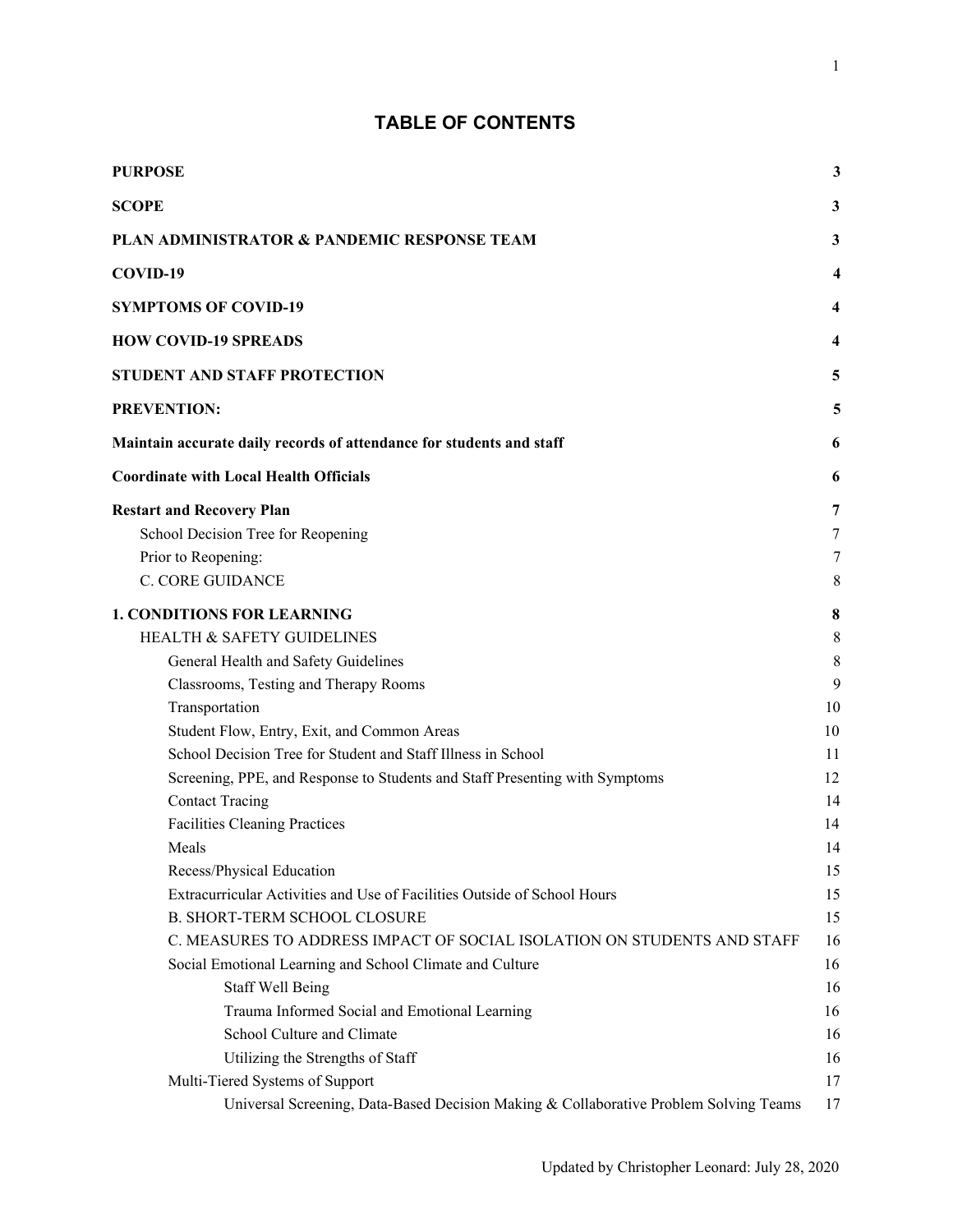## TABLE OF CONTENTS

| | |
|---|---|
| **PURPOSE** | **3** |
| **SCOPE** | **3** |
| **PLAN ADMINISTRATOR & PANDEMIC RESPONSE TEAM** | **3** |
| **COVID-19** | **4** |
| **SYMPTOMS OF COVID-19** | **4** |
| **HOW COVID-19 SPREADS** | **4** |
| **STUDENT AND STAFF PROTECTION** | **5** |
| **PREVENTION:** | **5** |
| **Maintain accurate daily records of attendance for students and staff** | **6** |
| **Coordinate with Local Health Officials** | **6** |
| **Restart and Recovery Plan** | **7** |
| School Decision Tree for Reopening | 7 |
| Prior to Reopening: | 7 |
| C. CORE GUIDANCE | 8 |
| **1. CONDITIONS FOR LEARNING** | **8** |
| HEALTH & SAFETY GUIDELINES | 8 |
| General Health and Safety Guidelines | 8 |
| Classrooms, Testing and Therapy Rooms | 9 |
| Transportation | 10 |
| Student Flow, Entry, Exit, and Common Areas | 10 |
| School Decision Tree for Student and Staff Illness in School | 11 |
| Screening, PPE, and Response to Students and Staff Presenting with Symptoms | 12 |
| Contact Tracing | 14 |
| Facilities Cleaning Practices | 14 |
| Meals | 14 |
| Recess/Physical Education | 15 |
| Extracurricular Activities and Use of Facilities Outside of School Hours | 15 |
| B. SHORT-TERM SCHOOL CLOSURE | 15 |
| C. MEASURES TO ADDRESS IMPACT OF SOCIAL ISOLATION ON STUDENTS AND STAFF | 16 |
| Social Emotional Learning and School Climate and Culture | 16 |
| Staff Well Being | 16 |
| Trauma Informed Social and Emotional Learning | 16 |
| School Culture and Climate | 16 |
| Utilizing the Strengths of Staff | 16 |
| Multi-Tiered Systems of Support | 17 |
| Universal Screening, Data-Based Decision Making & Collaborative Problem Solving Teams | 17 |

Updated by Christopher Leonard: July 28, 2020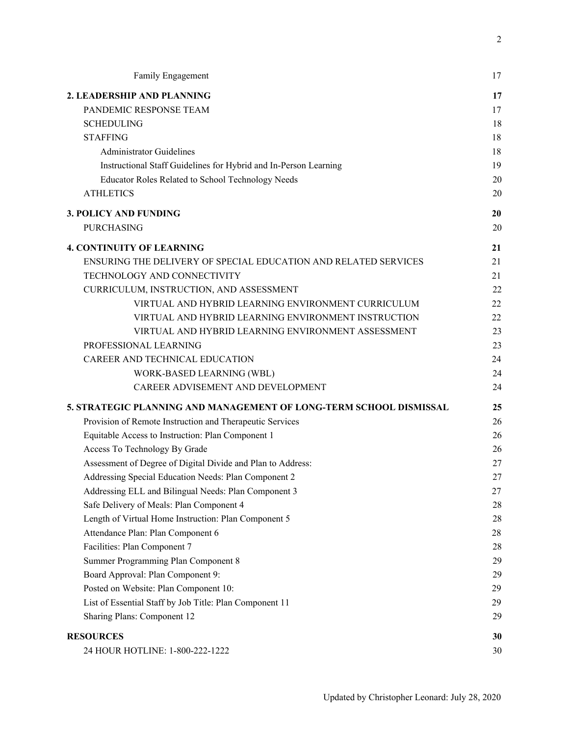| | |
|---|---|
| Family Engagement | 17 |
| **2. LEADERSHIP AND PLANNING** | **17** |
| PANDEMIC RESPONSE TEAM | 17 |
| SCHEDULING | 18 |
| STAFFING | 18 |
| Administrator Guidelines | 18 |
| Instructional Staff Guidelines for Hybrid and In-Person Learning | 19 |
| Educator Roles Related to School Technology Needs | 20 |
| ATHLETICS | 20 |
| **3. POLICY AND FUNDING** | **20** |
| PURCHASING | 20 |
| **4. CONTINUITY OF LEARNING** | **21** |
| ENSURING THE DELIVERY OF SPECIAL EDUCATION AND RELATED SERVICES | 21 |
| TECHNOLOGY AND CONNECTIVITY | 21 |
| CURRICULUM, INSTRUCTION, AND ASSESSMENT | 22 |
| VIRTUAL AND HYBRID LEARNING ENVIRONMENT CURRICULUM | 22 |
| VIRTUAL AND HYBRID LEARNING ENVIRONMENT INSTRUCTION | 22 |
| VIRTUAL AND HYBRID LEARNING ENVIRONMENT ASSESSMENT | 23 |
| PROFESSIONAL LEARNING | 23 |
| CAREER AND TECHNICAL EDUCATION | 24 |
| WORK-BASED LEARNING (WBL) | 24 |
| CAREER ADVISEMENT AND DEVELOPMENT | 24 |
| **5. STRATEGIC PLANNING AND MANAGEMENT OF LONG-TERM SCHOOL DISMISSAL** | **25** |
| Provision of Remote Instruction and Therapeutic Services | 26 |
| Equitable Access to Instruction: Plan Component 1 | 26 |
| Access To Technology By Grade | 26 |
| Assessment of Degree of Digital Divide and Plan to Address: | 27 |
| Addressing Special Education Needs: Plan Component 2 | 27 |
| Addressing ELL and Bilingual Needs: Plan Component 3 | 27 |
| Safe Delivery of Meals: Plan Component 4 | 28 |
| Length of Virtual Home Instruction: Plan Component 5 | 28 |
| Attendance Plan: Plan Component 6 | 28 |
| Facilities: Plan Component 7 | 28 |
| Summer Programming Plan Component 8 | 29 |
| Board Approval: Plan Component 9: | 29 |
| Posted on Website: Plan Component 10: | 29 |
| List of Essential Staff by Job Title: Plan Component 11 | 29 |
| Sharing Plans: Component 12 | 29 |
| **RESOURCES** | **30** |
| 24 HOUR HOTLINE: 1-800-222-1222 | 30 |

Updated by Christopher Leonard: July 28, 2020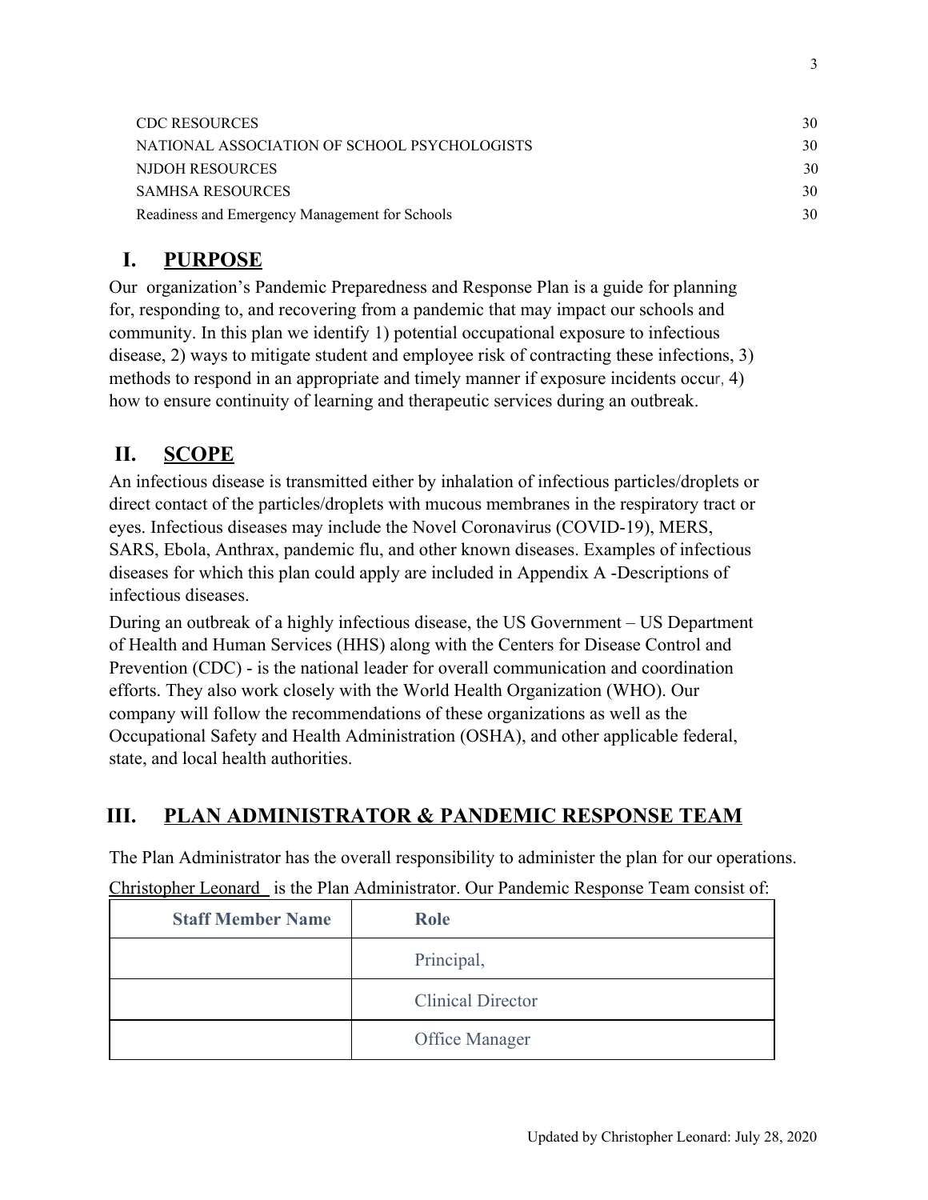CDC RESOURCES 30
NATIONAL ASSOCIATION OF SCHOOL PSYCHOLOGISTS 30
NJDOH RESOURCES 30
SAMHSA RESOURCES 30
Readiness and Emergency Management for Schools 30

# I. PURPOSE

Our organization's Pandemic Preparedness and Response Plan is a guide for planning for, responding to, and recovering from a pandemic that may impact our schools and community. In this plan we identify 1) potential occupational exposure to infectious disease, 2) ways to mitigate student and employee risk of contracting these infections, 3) methods to respond in an appropriate and timely manner if exposure incidents occur, 4) how to ensure continuity of learning and therapeutic services during an outbreak.

# II. SCOPE

An infectious disease is transmitted either by inhalation of infectious particles/droplets or direct contact of the particles/droplets with mucous membranes in the respiratory tract or eyes. Infectious diseases may include the Novel Coronavirus (COVID-19), MERS, SARS, Ebola, Anthrax, pandemic flu, and other known diseases. Examples of infectious diseases for which this plan could apply are included in Appendix A -Descriptions of infectious diseases.

During an outbreak of a highly infectious disease, the US Government – US Department of Health and Human Services (HHS) along with the Centers for Disease Control and Prevention (CDC) - is the national leader for overall communication and coordination efforts. They also work closely with the World Health Organization (WHO). Our company will follow the recommendations of these organizations as well as the Occupational Safety and Health Administration (OSHA), and other applicable federal, state, and local health authorities.

# III. PLAN ADMINISTRATOR & PANDEMIC RESPONSE TEAM

The Plan Administrator has the overall responsibility to administer the plan for our operations. Christopher Leonard is the Plan Administrator. Our Pandemic Response Team consist of:

| Staff Member Name | Role |
|---|---|
| | Principal, |
| | Clinical Director |
| | Office Manager |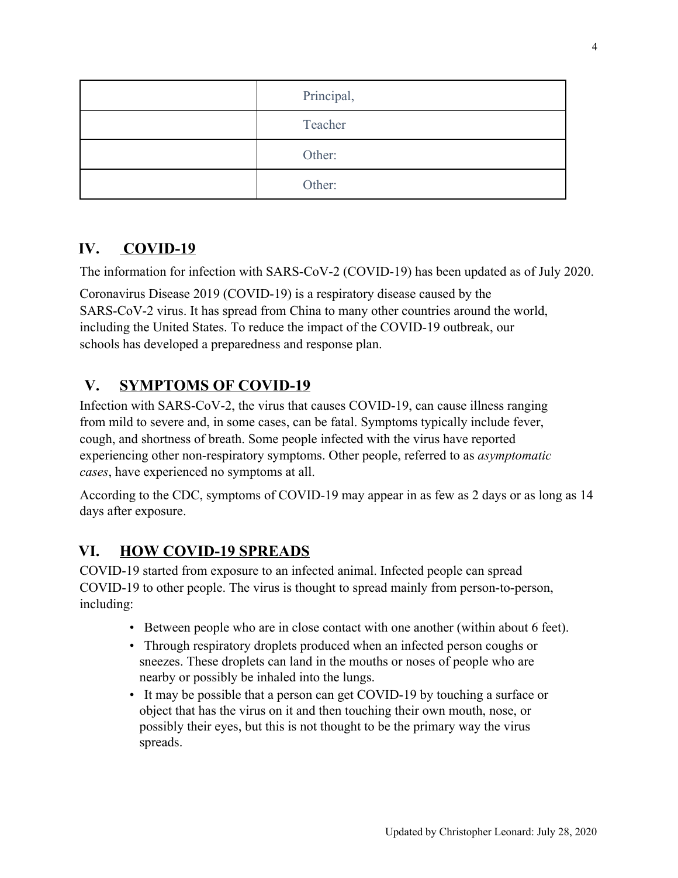| | Principal, |
|---|---|
| | Teacher |
| | Other: |
| | Other: |

## IV. COVID-19

The information for infection with SARS-CoV-2 (COVID-19) has been updated as of July 2020.

Coronavirus Disease 2019 (COVID-19) is a respiratory disease caused by the SARS-CoV-2 virus. It has spread from China to many other countries around the world, including the United States. To reduce the impact of the COVID-19 outbreak, our schools has developed a preparedness and response plan.

## V. SYMPTOMS OF COVID-19

Infection with SARS-CoV-2, the virus that causes COVID-19, can cause illness ranging from mild to severe and, in some cases, can be fatal. Symptoms typically include fever, cough, and shortness of breath. Some people infected with the virus have reported experiencing other non-respiratory symptoms. Other people, referred to as *asymptomatic cases*, have experienced no symptoms at all.

According to the CDC, symptoms of COVID-19 may appear in as few as 2 days or as long as 14 days after exposure.

## VI. HOW COVID-19 SPREADS

COVID-19 started from exposure to an infected animal. Infected people can spread COVID-19 to other people. The virus is thought to spread mainly from person-to-person, including:

- Between people who are in close contact with one another (within about 6 feet).
- Through respiratory droplets produced when an infected person coughs or sneezes. These droplets can land in the mouths or noses of people who are nearby or possibly be inhaled into the lungs.
- It may be possible that a person can get COVID-19 by touching a surface or object that has the virus on it and then touching their own mouth, nose, or possibly their eyes, but this is not thought to be the primary way the virus spreads.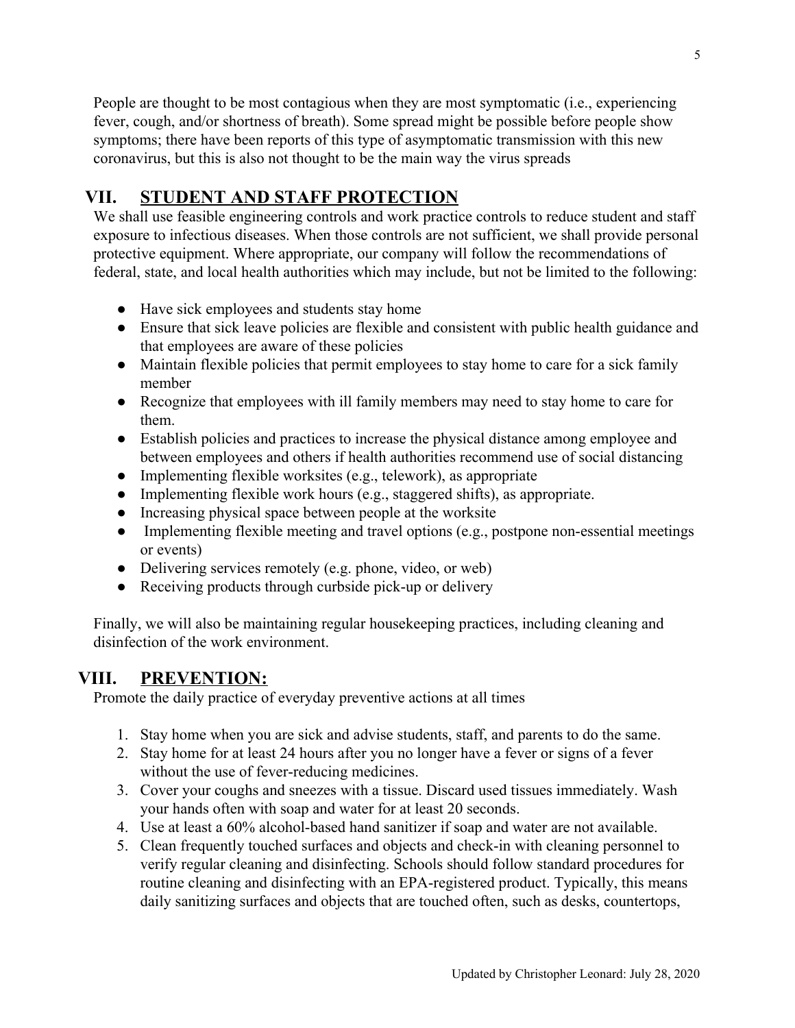People are thought to be most contagious when they are most symptomatic (i.e., experiencing fever, cough, and/or shortness of breath). Some spread might be possible before people show symptoms; there have been reports of this type of asymptomatic transmission with this new coronavirus, but this is also not thought to be the main way the virus spreads

## VII. STUDENT AND STAFF PROTECTION

We shall use feasible engineering controls and work practice controls to reduce student and staff exposure to infectious diseases. When those controls are not sufficient, we shall provide personal protective equipment. Where appropriate, our company will follow the recommendations of federal, state, and local health authorities which may include, but not be limited to the following:

- Have sick employees and students stay home
- Ensure that sick leave policies are flexible and consistent with public health guidance and that employees are aware of these policies
- Maintain flexible policies that permit employees to stay home to care for a sick family member
- Recognize that employees with ill family members may need to stay home to care for them.
- Establish policies and practices to increase the physical distance among employee and between employees and others if health authorities recommend use of social distancing
- Implementing flexible worksites (e.g., telework), as appropriate
- Implementing flexible work hours (e.g., staggered shifts), as appropriate.
- Increasing physical space between people at the worksite
- Implementing flexible meeting and travel options (e.g., postpone non-essential meetings or events)
- Delivering services remotely (e.g. phone, video, or web)
- Receiving products through curbside pick-up or delivery

Finally, we will also be maintaining regular housekeeping practices, including cleaning and disinfection of the work environment.

## VIII. PREVENTION:

Promote the daily practice of everyday preventive actions at all times

1. Stay home when you are sick and advise students, staff, and parents to do the same.
2. Stay home for at least 24 hours after you no longer have a fever or signs of a fever without the use of fever-reducing medicines.
3. Cover your coughs and sneezes with a tissue. Discard used tissues immediately. Wash your hands often with soap and water for at least 20 seconds.
4. Use at least a 60% alcohol-based hand sanitizer if soap and water are not available.
5. Clean frequently touched surfaces and objects and check-in with cleaning personnel to verify regular cleaning and disinfecting. Schools should follow standard procedures for routine cleaning and disinfecting with an EPA-registered product. Typically, this means daily sanitizing surfaces and objects that are touched often, such as desks, countertops,

Updated by Christopher Leonard: July 28, 2020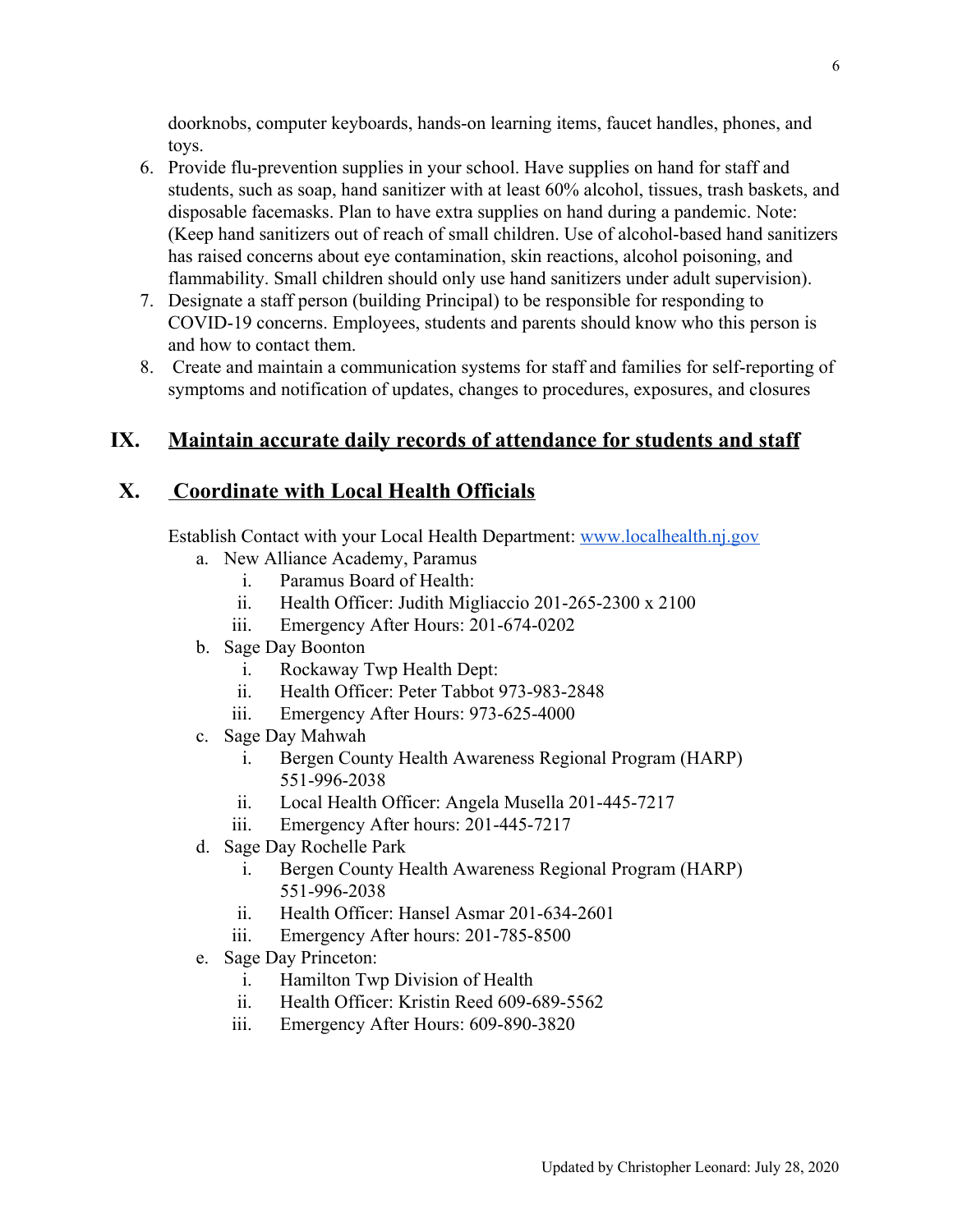doorknobs, computer keyboards, hands-on learning items, faucet handles, phones, and toys.

6. Provide flu-prevention supplies in your school. Have supplies on hand for staff and students, such as soap, hand sanitizer with at least 60% alcohol, tissues, trash baskets, and disposable facemasks. Plan to have extra supplies on hand during a pandemic. Note: (Keep hand sanitizers out of reach of small children. Use of alcohol-based hand sanitizers has raised concerns about eye contamination, skin reactions, alcohol poisoning, and flammability. Small children should only use hand sanitizers under adult supervision).
7. Designate a staff person (building Principal) to be responsible for responding to COVID-19 concerns. Employees, students and parents should know who this person is and how to contact them.
8. Create and maintain a communication systems for staff and families for self-reporting of symptoms and notification of updates, changes to procedures, exposures, and closures

## IX. Maintain accurate daily records of attendance for students and staff

## X. Coordinate with Local Health Officials

Establish Contact with your Local Health Department: [www.localhealth.nj.gov](www.localhealth.nj.gov)

a. New Alliance Academy, Paramus
   i. Paramus Board of Health:
   ii. Health Officer: Judith Migliaccio 201-265-2300 x 2100
   iii. Emergency After Hours: 201-674-0202
b. Sage Day Boonton
   i. Rockaway Twp Health Dept:
   ii. Health Officer: Peter Tabbot 973-983-2848
   iii. Emergency After Hours: 973-625-4000
c. Sage Day Mahwah
   i. Bergen County Health Awareness Regional Program (HARP) 551-996-2038
   ii. Local Health Officer: Angela Musella 201-445-7217
   iii. Emergency After hours: 201-445-7217
d. Sage Day Rochelle Park
   i. Bergen County Health Awareness Regional Program (HARP) 551-996-2038
   ii. Health Officer: Hansel Asmar 201-634-2601
   iii. Emergency After hours: 201-785-8500
e. Sage Day Princeton:
   i. Hamilton Twp Division of Health
   ii. Health Officer: Kristin Reed 609-689-5562
   iii. Emergency After Hours: 609-890-3820

Updated by Christopher Leonard: July 28, 2020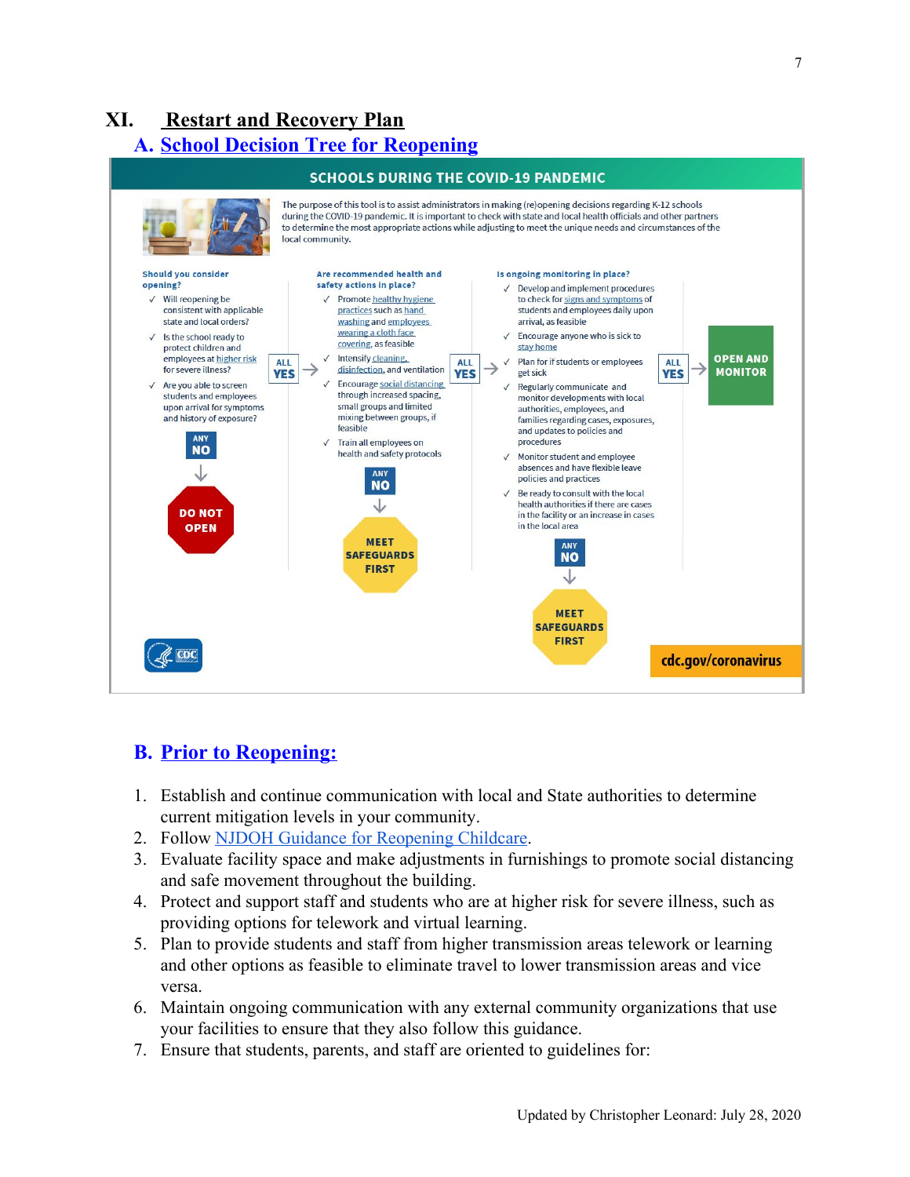# XI. Restart and Recovery Plan

## A. School Decision Tree for Reopening

**SCHOOLS DURING THE COVID-19 PANDEMIC**

The purpose of this tool is to assist administrators in making (re)opening decisions regarding K-12 schools during the COVID-19 pandemic. It is important to check with state and local health officials and other partners to determine the most appropriate actions while adjusting to meet the unique needs and circumstances of the local community.

**Should you consider opening?**

- ✓ Will reopening be consistent with applicable state and local orders?
- ✓ Is the school ready to protect children and employees at higher risk for severe illness?
- ✓ Are you able to screen students and employees upon arrival for symptoms and history of exposure?

ANY NO → **DO NOT OPEN**

ALL YES →

**Are recommended health and safety actions in place?**

- ✓ Promote healthy hygiene practices such as hand washing and employees wearing a cloth face covering, as feasible
- ✓ Intensify cleaning, disinfection, and ventilation
- ✓ Encourage social distancing through increased spacing, small groups and limited mixing between groups, if feasible
- ✓ Train all employees on health and safety protocols

ANY NO → **MEET SAFEGUARDS FIRST**

ALL YES →

**Is ongoing monitoring in place?**

- ✓ Develop and implement procedures to check for signs and symptoms of students and employees daily upon arrival, as feasible
- ✓ Encourage anyone who is sick to stay home
- ✓ Plan for if students or employees get sick
- ✓ Regularly communicate and monitor developments with local authorities, employees, and families regarding cases, exposures, and updates to policies and procedures
- ✓ Monitor student and employee absences and have flexible leave policies and practices
- ✓ Be ready to consult with the local health authorities if there are cases in the facility or an increase in cases in the local area

ANY NO → **MEET SAFEGUARDS FIRST**

ALL YES → **OPEN AND MONITOR**

cdc.gov/coronavirus

## B. Prior to Reopening:

1. Establish and continue communication with local and State authorities to determine current mitigation levels in your community.
2. Follow NJDOH Guidance for Reopening Childcare.
3. Evaluate facility space and make adjustments in furnishings to promote social distancing and safe movement throughout the building.
4. Protect and support staff and students who are at higher risk for severe illness, such as providing options for telework and virtual learning.
5. Plan to provide students and staff from higher transmission areas telework or learning and other options as feasible to eliminate travel to lower transmission areas and vice versa.
6. Maintain ongoing communication with any external community organizations that use your facilities to ensure that they also follow this guidance.
7. Ensure that students, parents, and staff are oriented to guidelines for:

Updated by Christopher Leonard: July 28, 2020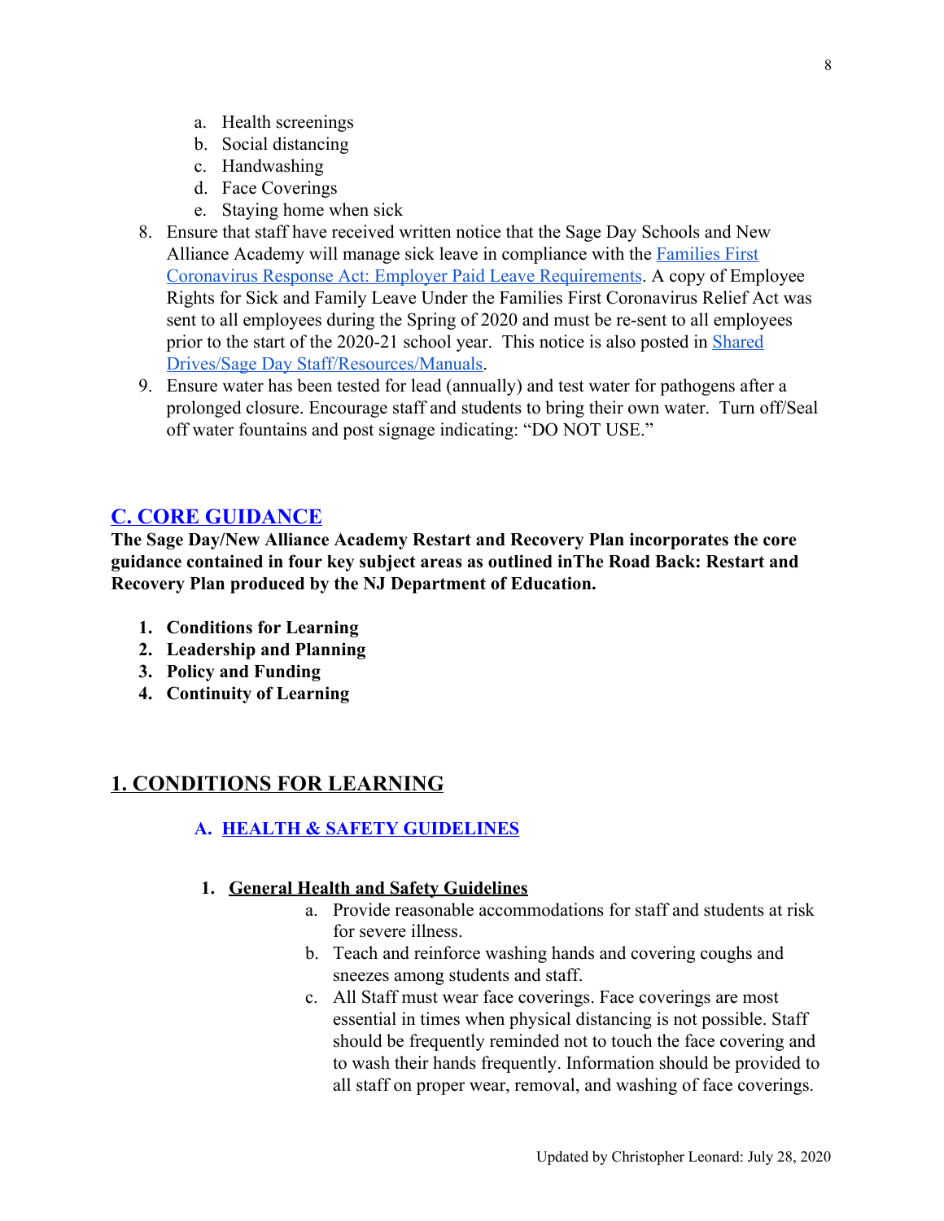a. Health screenings
   b. Social distancing
   c. Handwashing
   d. Face Coverings
   e. Staying home when sick
8. Ensure that staff have received written notice that the Sage Day Schools and New Alliance Academy will manage sick leave in compliance with the [Families First Coronavirus Response Act: Employer Paid Leave Requirements](). A copy of Employee Rights for Sick and Family Leave Under the Families First Coronavirus Relief Act was sent to all employees during the Spring of 2020 and must be re-sent to all employees prior to the start of the 2020-21 school year. This notice is also posted in [Shared Drives/Sage Day Staff/Resources/Manuals]().
9. Ensure water has been tested for lead (annually) and test water for pathogens after a prolonged closure. Encourage staff and students to bring their own water. Turn off/Seal off water fountains and post signage indicating: "DO NOT USE."

## C. CORE GUIDANCE

**The Sage Day/New Alliance Academy Restart and Recovery Plan incorporates the core guidance contained in four key subject areas as outlined inThe Road Back: Restart and Recovery Plan produced by the NJ Department of Education.**

1. **Conditions for Learning**
2. **Leadership and Planning**
3. **Policy and Funding**
4. **Continuity of Learning**

## 1. CONDITIONS FOR LEARNING

### A. HEALTH & SAFETY GUIDELINES

#### 1. General Health and Safety Guidelines

   a. Provide reasonable accommodations for staff and students at risk for severe illness.
   b. Teach and reinforce washing hands and covering coughs and sneezes among students and staff.
   c. All Staff must wear face coverings. Face coverings are most essential in times when physical distancing is not possible. Staff should be frequently reminded not to touch the face covering and to wash their hands frequently. Information should be provided to all staff on proper wear, removal, and washing of face coverings.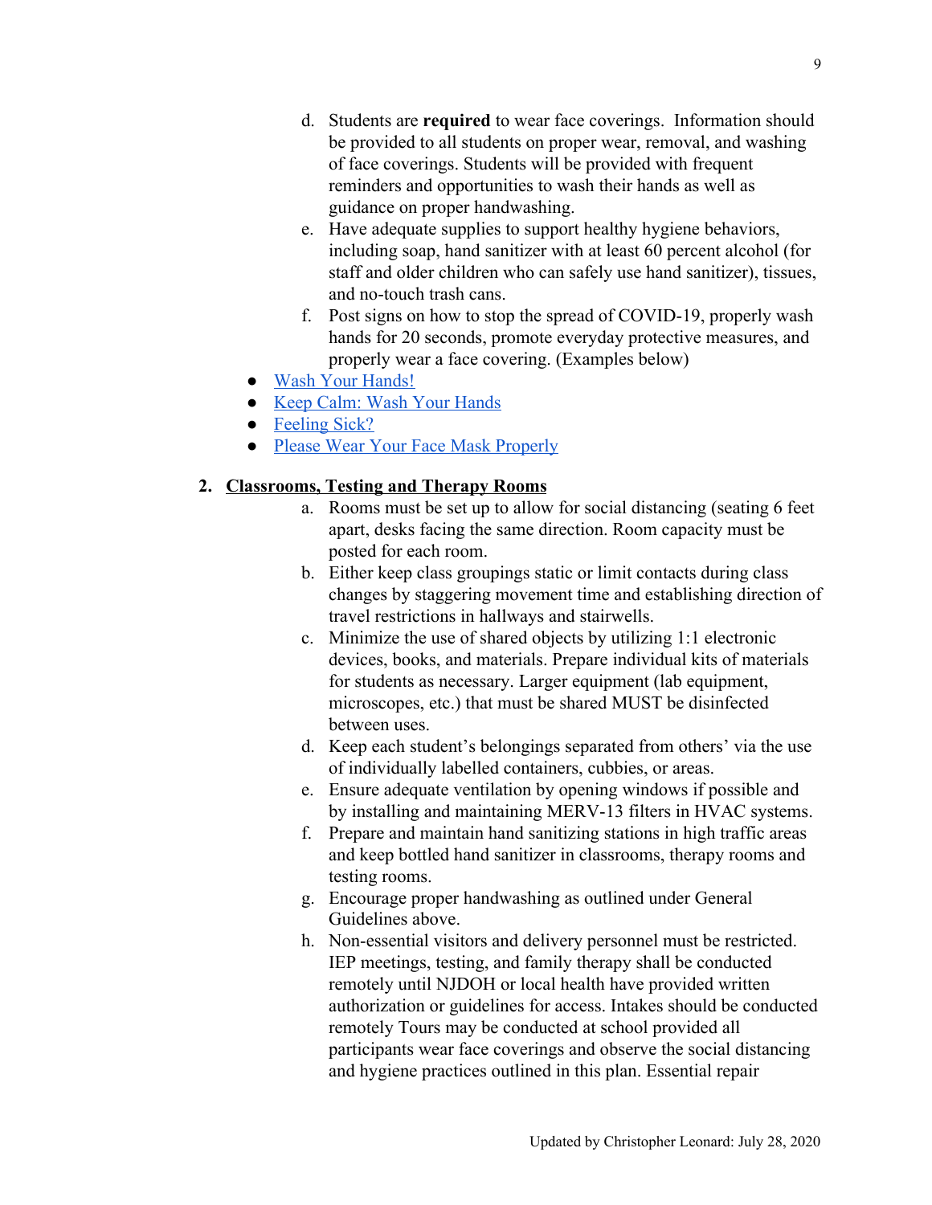d. Students are **required** to wear face coverings. Information should be provided to all students on proper wear, removal, and washing of face coverings. Students will be provided with frequent reminders and opportunities to wash their hands as well as guidance on proper handwashing.

e. Have adequate supplies to support healthy hygiene behaviors, including soap, hand sanitizer with at least 60 percent alcohol (for staff and older children who can safely use hand sanitizer), tissues, and no-touch trash cans.

f. Post signs on how to stop the spread of COVID-19, properly wash hands for 20 seconds, promote everyday protective measures, and properly wear a face covering. (Examples below)

- Wash Your Hands!
- Keep Calm: Wash Your Hands
- Feeling Sick?
- Please Wear Your Face Mask Properly

## 2. Classrooms, Testing and Therapy Rooms

a. Rooms must be set up to allow for social distancing (seating 6 feet apart, desks facing the same direction. Room capacity must be posted for each room.

b. Either keep class groupings static or limit contacts during class changes by staggering movement time and establishing direction of travel restrictions in hallways and stairwells.

c. Minimize the use of shared objects by utilizing 1:1 electronic devices, books, and materials. Prepare individual kits of materials for students as necessary. Larger equipment (lab equipment, microscopes, etc.) that must be shared MUST be disinfected between uses.

d. Keep each student's belongings separated from others' via the use of individually labelled containers, cubbies, or areas.

e. Ensure adequate ventilation by opening windows if possible and by installing and maintaining MERV-13 filters in HVAC systems.

f. Prepare and maintain hand sanitizing stations in high traffic areas and keep bottled hand sanitizer in classrooms, therapy rooms and testing rooms.

g. Encourage proper handwashing as outlined under General Guidelines above.

h. Non-essential visitors and delivery personnel must be restricted. IEP meetings, testing, and family therapy shall be conducted remotely until NJDOH or local health have provided written authorization or guidelines for access. Intakes should be conducted remotely Tours may be conducted at school provided all participants wear face coverings and observe the social distancing and hygiene practices outlined in this plan. Essential repair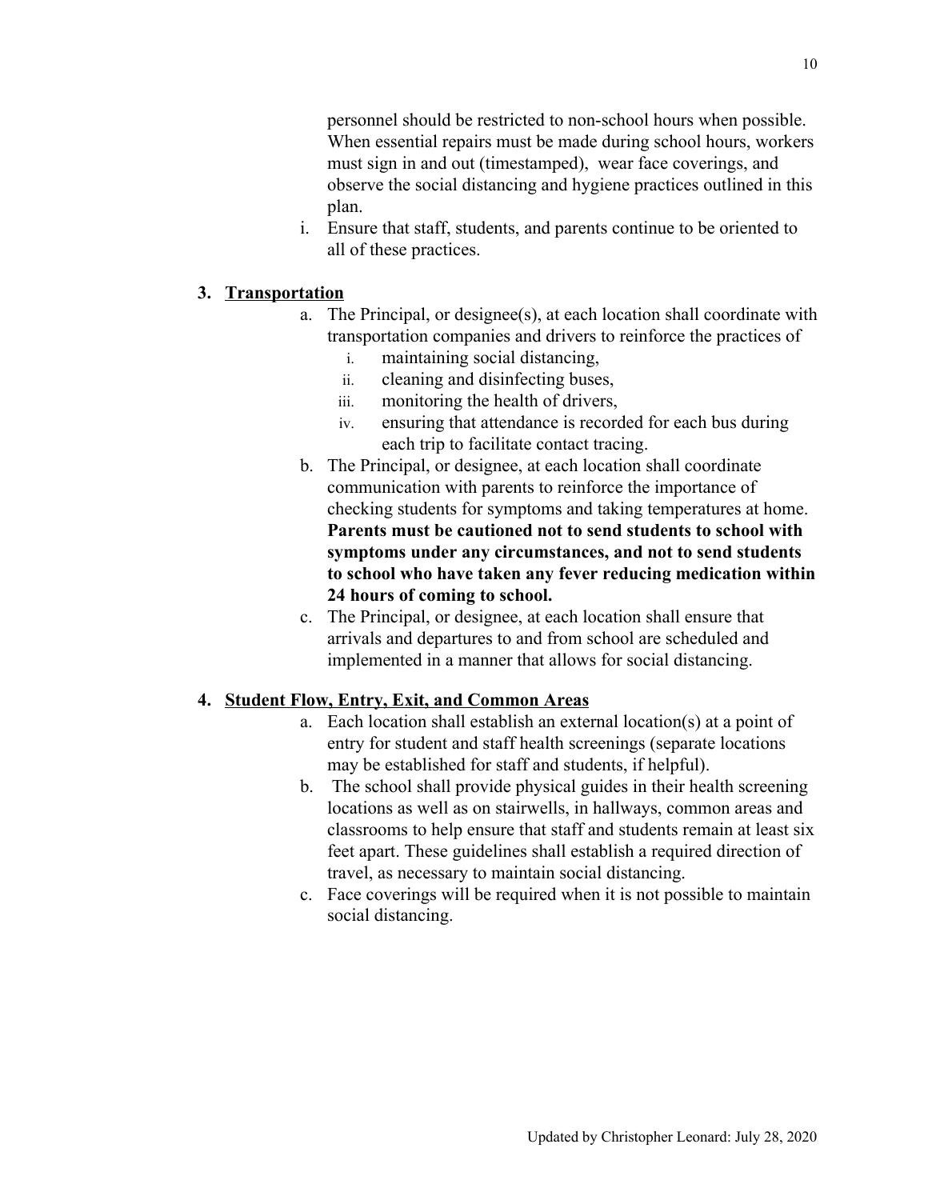personnel should be restricted to non-school hours when possible. When essential repairs must be made during school hours, workers must sign in and out (timestamped), wear face coverings, and observe the social distancing and hygiene practices outlined in this plan.

i. Ensure that staff, students, and parents continue to be oriented to all of these practices.

3. **<u>Transportation</u>**
   a. The Principal, or designee(s), at each location shall coordinate with transportation companies and drivers to reinforce the practices of
      i. maintaining social distancing,
      ii. cleaning and disinfecting buses,
      iii. monitoring the health of drivers,
      iv. ensuring that attendance is recorded for each bus during each trip to facilitate contact tracing.
   b. The Principal, or designee, at each location shall coordinate communication with parents to reinforce the importance of checking students for symptoms and taking temperatures at home. **Parents must be cautioned not to send students to school with symptoms under any circumstances, and not to send students to school who have taken any fever reducing medication within 24 hours of coming to school.**
   c. The Principal, or designee, at each location shall ensure that arrivals and departures to and from school are scheduled and implemented in a manner that allows for social distancing.

4. **<u>Student Flow, Entry, Exit, and Common Areas</u>**
   a. Each location shall establish an external location(s) at a point of entry for student and staff health screenings (separate locations may be established for staff and students, if helpful).
   b. The school shall provide physical guides in their health screening locations as well as on stairwells, in hallways, common areas and classrooms to help ensure that staff and students remain at least six feet apart. These guidelines shall establish a required direction of travel, as necessary to maintain social distancing.
   c. Face coverings will be required when it is not possible to maintain social distancing.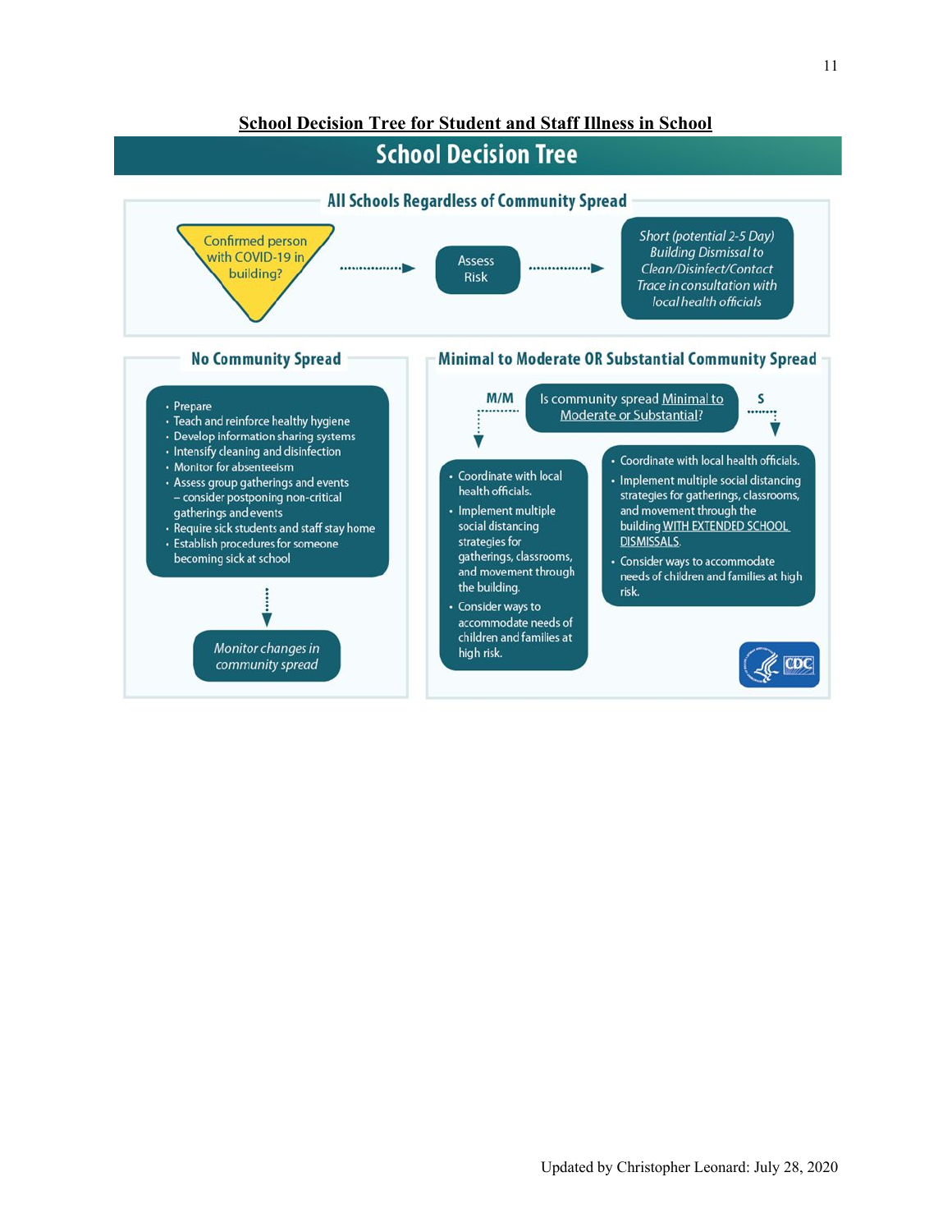## School Decision Tree for Student and Staff Illness in School

# School Decision Tree

### All Schools Regardless of Community Spread

Confirmed person with COVID-19 in building? → Assess Risk → *Short (potential 2-5 Day) Building Dismissal to Clean/Disinfect/Contact Trace in consultation with local health officials*

### No Community Spread

- Prepare
- Teach and reinforce healthy hygiene
- Develop information sharing systems
- Intensify cleaning and disinfection
- Monitor for absenteeism
- Assess group gatherings and events – consider postponing non-critical gatherings and events
- Require sick students and staff stay home
- Establish procedures for someone becoming sick at school

↓

*Monitor changes in community spread*

### Minimal to Moderate OR Substantial Community Spread

Is community spread Minimal to Moderate or Substantial?

**M/M**

- Coordinate with local health officials.
- Implement multiple social distancing strategies for gatherings, classrooms, and movement through the building.
- Consider ways to accommodate needs of children and families at high risk.

**S**

- Coordinate with local health officials.
- Implement multiple social distancing strategies for gatherings, classrooms, and movement through the building WITH EXTENDED SCHOOL DISMISSALS.
- Consider ways to accommodate needs of children and families at high risk.

CDC

Updated by Christopher Leonard: July 28, 2020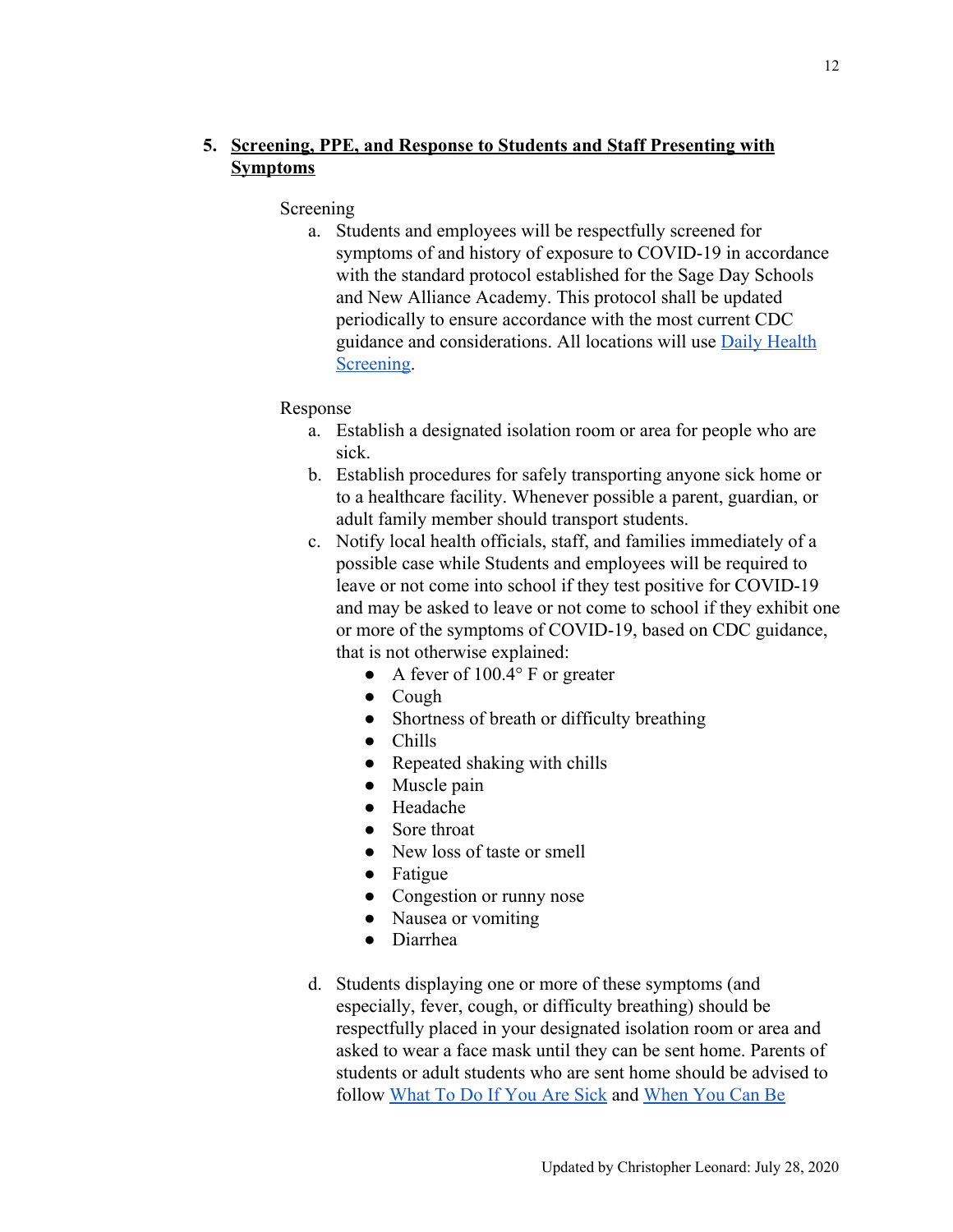5. **<u>Screening, PPE, and Response to Students and Staff Presenting with Symptoms</u>**

Screening

a. Students and employees will be respectfully screened for symptoms of and history of exposure to COVID-19 in accordance with the standard protocol established for the Sage Day Schools and New Alliance Academy. This protocol shall be updated periodically to ensure accordance with the most current CDC guidance and considerations. All locations will use [Daily Health Screening](#).

Response

a. Establish a designated isolation room or area for people who are sick.
b. Establish procedures for safely transporting anyone sick home or to a healthcare facility. Whenever possible a parent, guardian, or adult family member should transport students.
c. Notify local health officials, staff, and families immediately of a possible case while Students and employees will be required to leave or not come into school if they test positive for COVID-19 and may be asked to leave or not come to school if they exhibit one or more of the symptoms of COVID-19, based on CDC guidance, that is not otherwise explained:
    - A fever of 100.4° F or greater
    - Cough
    - Shortness of breath or difficulty breathing
    - Chills
    - Repeated shaking with chills
    - Muscle pain
    - Headache
    - Sore throat
    - New loss of taste or smell
    - Fatigue
    - Congestion or runny nose
    - Nausea or vomiting
    - Diarrhea

d. Students displaying one or more of these symptoms (and especially, fever, cough, or difficulty breathing) should be respectfully placed in your designated isolation room or area and asked to wear a face mask until they can be sent home. Parents of students or adult students who are sent home should be advised to follow [What To Do If You Are Sick](#) and [When You Can Be](#)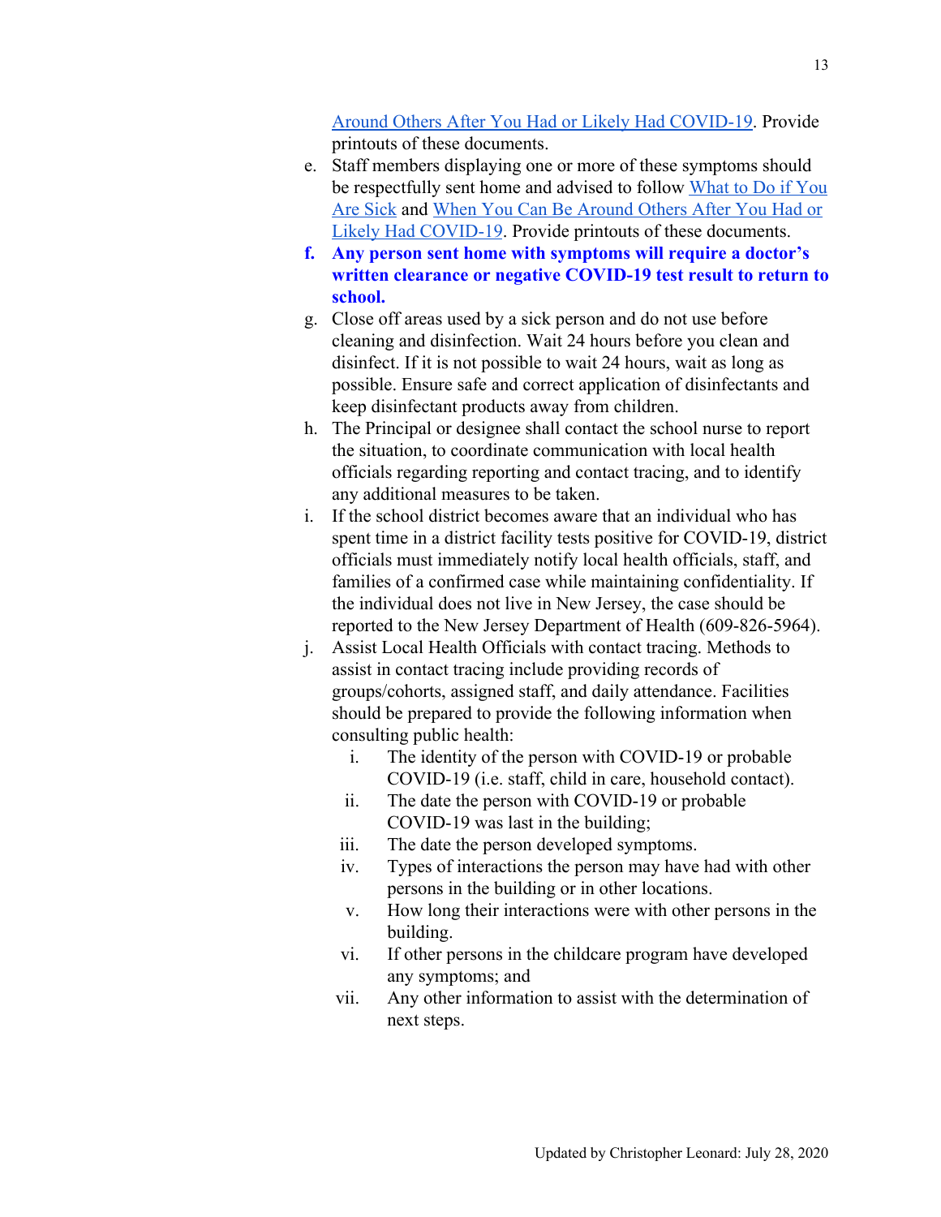[Around Others After You Had or Likely Had COVID-19](). Provide printouts of these documents.

e. Staff members displaying one or more of these symptoms should be respectfully sent home and advised to follow [What to Do if You Are Sick]() and [When You Can Be Around Others After You Had or Likely Had COVID-19](). Provide printouts of these documents.

f. **Any person sent home with symptoms will require a doctor's written clearance or negative COVID-19 test result to return to school.**

g. Close off areas used by a sick person and do not use before cleaning and disinfection. Wait 24 hours before you clean and disinfect. If it is not possible to wait 24 hours, wait as long as possible. Ensure safe and correct application of disinfectants and keep disinfectant products away from children.

h. The Principal or designee shall contact the school nurse to report the situation, to coordinate communication with local health officials regarding reporting and contact tracing, and to identify any additional measures to be taken.

i. If the school district becomes aware that an individual who has spent time in a district facility tests positive for COVID-19, district officials must immediately notify local health officials, staff, and families of a confirmed case while maintaining confidentiality. If the individual does not live in New Jersey, the case should be reported to the New Jersey Department of Health (609-826-5964).

j. Assist Local Health Officials with contact tracing. Methods to assist in contact tracing include providing records of groups/cohorts, assigned staff, and daily attendance. Facilities should be prepared to provide the following information when consulting public health:
    i. The identity of the person with COVID-19 or probable COVID-19 (i.e. staff, child in care, household contact).
    ii. The date the person with COVID-19 or probable COVID-19 was last in the building;
    iii. The date the person developed symptoms.
    iv. Types of interactions the person may have had with other persons in the building or in other locations.
    v. How long their interactions were with other persons in the building.
    vi. If other persons in the childcare program have developed any symptoms; and
    vii. Any other information to assist with the determination of next steps.

Updated by Christopher Leonard: July 28, 2020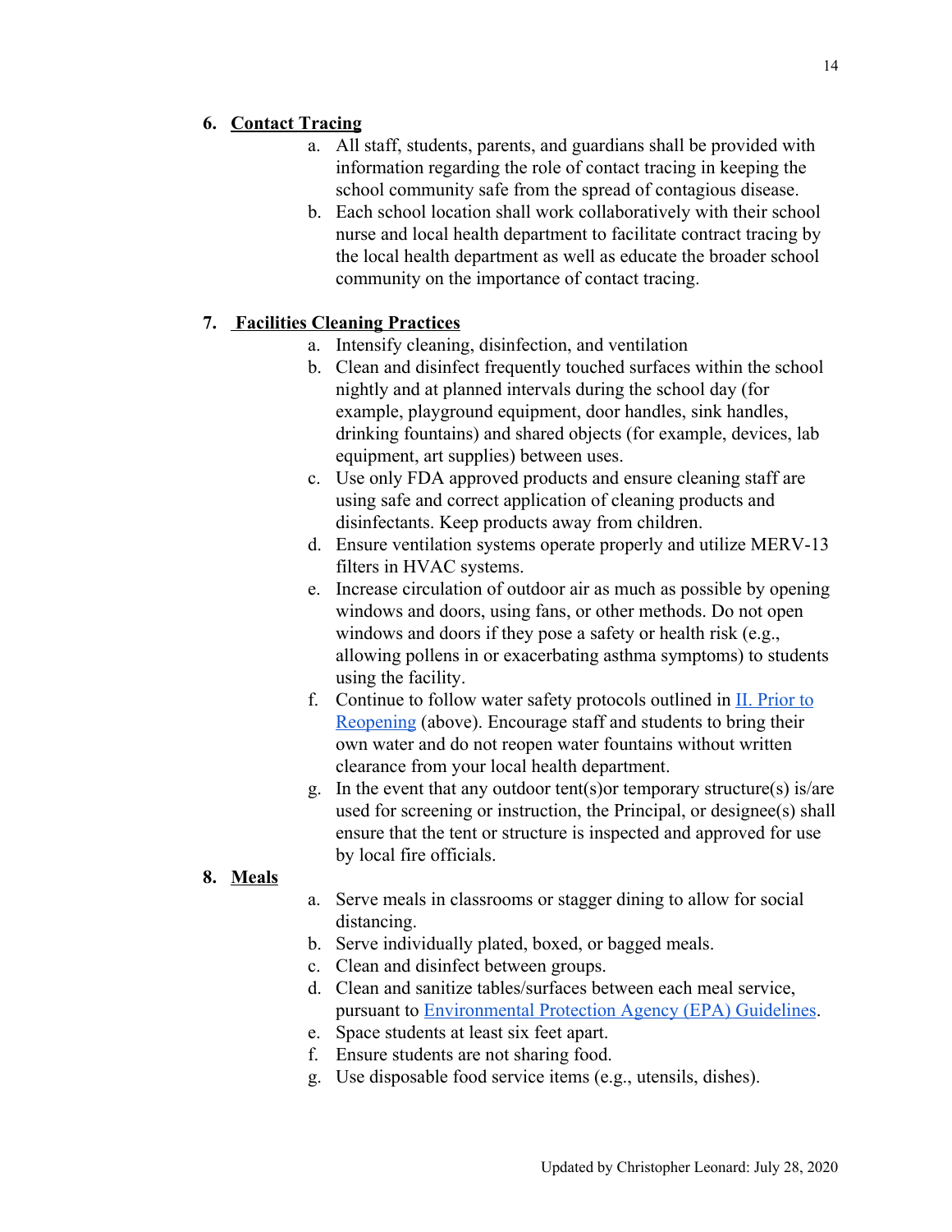6. **Contact Tracing**
   a. All staff, students, parents, and guardians shall be provided with information regarding the role of contact tracing in keeping the school community safe from the spread of contagious disease.
   b. Each school location shall work collaboratively with their school nurse and local health department to facilitate contract tracing by the local health department as well as educate the broader school community on the importance of contact tracing.

7. **Facilities Cleaning Practices**
   a. Intensify cleaning, disinfection, and ventilation
   b. Clean and disinfect frequently touched surfaces within the school nightly and at planned intervals during the school day (for example, playground equipment, door handles, sink handles, drinking fountains) and shared objects (for example, devices, lab equipment, art supplies) between uses.
   c. Use only FDA approved products and ensure cleaning staff are using safe and correct application of cleaning products and disinfectants. Keep products away from children.
   d. Ensure ventilation systems operate properly and utilize MERV-13 filters in HVAC systems.
   e. Increase circulation of outdoor air as much as possible by opening windows and doors, using fans, or other methods. Do not open windows and doors if they pose a safety or health risk (e.g., allowing pollens in or exacerbating asthma symptoms) to students using the facility.
   f. Continue to follow water safety protocols outlined in II. Prior to Reopening (above). Encourage staff and students to bring their own water and do not reopen water fountains without written clearance from your local health department.
   g. In the event that any outdoor tent(s)or temporary structure(s) is/are used for screening or instruction, the Principal, or designee(s) shall ensure that the tent or structure is inspected and approved for use by local fire officials.

8. **Meals**
   a. Serve meals in classrooms or stagger dining to allow for social distancing.
   b. Serve individually plated, boxed, or bagged meals.
   c. Clean and disinfect between groups.
   d. Clean and sanitize tables/surfaces between each meal service, pursuant to Environmental Protection Agency (EPA) Guidelines.
   e. Space students at least six feet apart.
   f. Ensure students are not sharing food.
   g. Use disposable food service items (e.g., utensils, dishes).

Updated by Christopher Leonard: July 28, 2020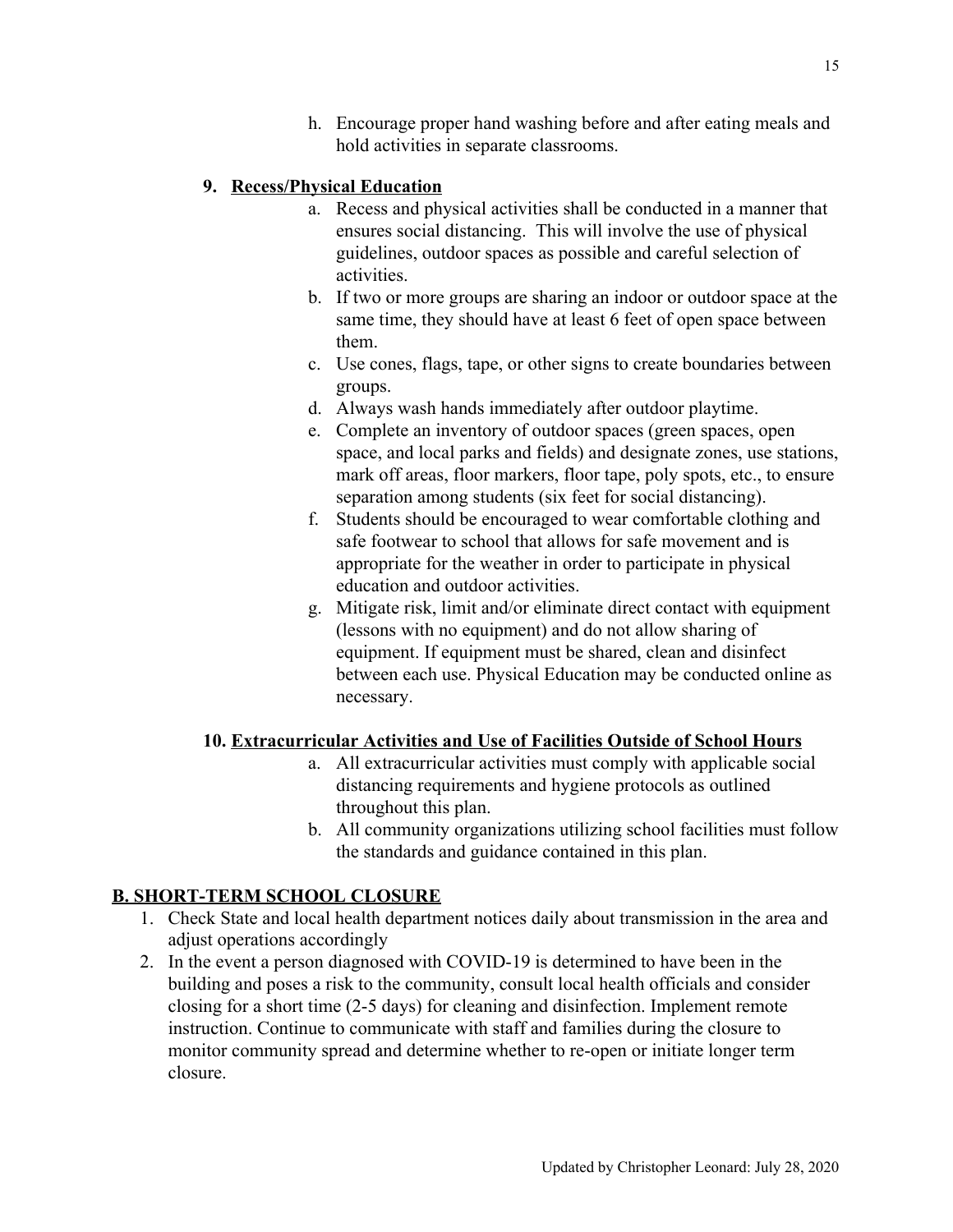h. Encourage proper hand washing before and after eating meals and hold activities in separate classrooms.

9. **Recess/Physical Education**

a. Recess and physical activities shall be conducted in a manner that ensures social distancing. This will involve the use of physical guidelines, outdoor spaces as possible and careful selection of activities.

b. If two or more groups are sharing an indoor or outdoor space at the same time, they should have at least 6 feet of open space between them.

c. Use cones, flags, tape, or other signs to create boundaries between groups.

d. Always wash hands immediately after outdoor playtime.

e. Complete an inventory of outdoor spaces (green spaces, open space, and local parks and fields) and designate zones, use stations, mark off areas, floor markers, floor tape, poly spots, etc., to ensure separation among students (six feet for social distancing).

f. Students should be encouraged to wear comfortable clothing and safe footwear to school that allows for safe movement and is appropriate for the weather in order to participate in physical education and outdoor activities.

g. Mitigate risk, limit and/or eliminate direct contact with equipment (lessons with no equipment) and do not allow sharing of equipment. If equipment must be shared, clean and disinfect between each use. Physical Education may be conducted online as necessary.

10. **Extracurricular Activities and Use of Facilities Outside of School Hours**

a. All extracurricular activities must comply with applicable social distancing requirements and hygiene protocols as outlined throughout this plan.

b. All community organizations utilizing school facilities must follow the standards and guidance contained in this plan.

## B. SHORT-TERM SCHOOL CLOSURE

1. Check State and local health department notices daily about transmission in the area and adjust operations accordingly
2. In the event a person diagnosed with COVID-19 is determined to have been in the building and poses a risk to the community, consult local health officials and consider closing for a short time (2-5 days) for cleaning and disinfection. Implement remote instruction. Continue to communicate with staff and families during the closure to monitor community spread and determine whether to re-open or initiate longer term closure.

Updated by Christopher Leonard: July 28, 2020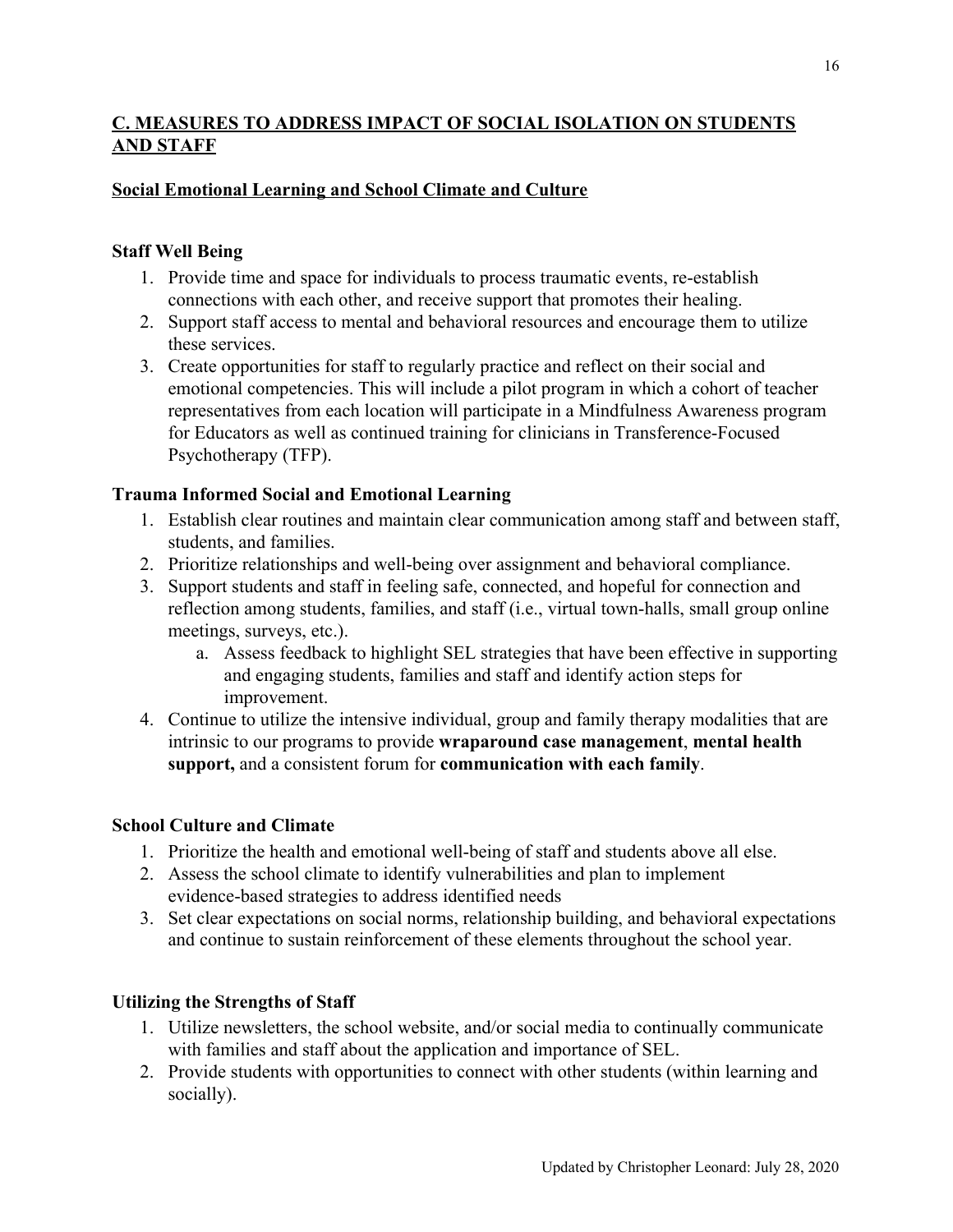## C. MEASURES TO ADDRESS IMPACT OF SOCIAL ISOLATION ON STUDENTS AND STAFF

### Social Emotional Learning and School Climate and Culture

#### Staff Well Being

1. Provide time and space for individuals to process traumatic events, re-establish connections with each other, and receive support that promotes their healing.
2. Support staff access to mental and behavioral resources and encourage them to utilize these services.
3. Create opportunities for staff to regularly practice and reflect on their social and emotional competencies. This will include a pilot program in which a cohort of teacher representatives from each location will participate in a Mindfulness Awareness program for Educators as well as continued training for clinicians in Transference-Focused Psychotherapy (TFP).

#### Trauma Informed Social and Emotional Learning

1. Establish clear routines and maintain clear communication among staff and between staff, students, and families.
2. Prioritize relationships and well-being over assignment and behavioral compliance.
3. Support students and staff in feeling safe, connected, and hopeful for connection and reflection among students, families, and staff (i.e., virtual town-halls, small group online meetings, surveys, etc.).
   a. Assess feedback to highlight SEL strategies that have been effective in supporting and engaging students, families and staff and identify action steps for improvement.
4. Continue to utilize the intensive individual, group and family therapy modalities that are intrinsic to our programs to provide **wraparound case management**, **mental health support,** and a consistent forum for **communication with each family**.

#### School Culture and Climate

1. Prioritize the health and emotional well-being of staff and students above all else.
2. Assess the school climate to identify vulnerabilities and plan to implement evidence-based strategies to address identified needs
3. Set clear expectations on social norms, relationship building, and behavioral expectations and continue to sustain reinforcement of these elements throughout the school year.

#### Utilizing the Strengths of Staff

1. Utilize newsletters, the school website, and/or social media to continually communicate with families and staff about the application and importance of SEL.
2. Provide students with opportunities to connect with other students (within learning and socially).

Updated by Christopher Leonard: July 28, 2020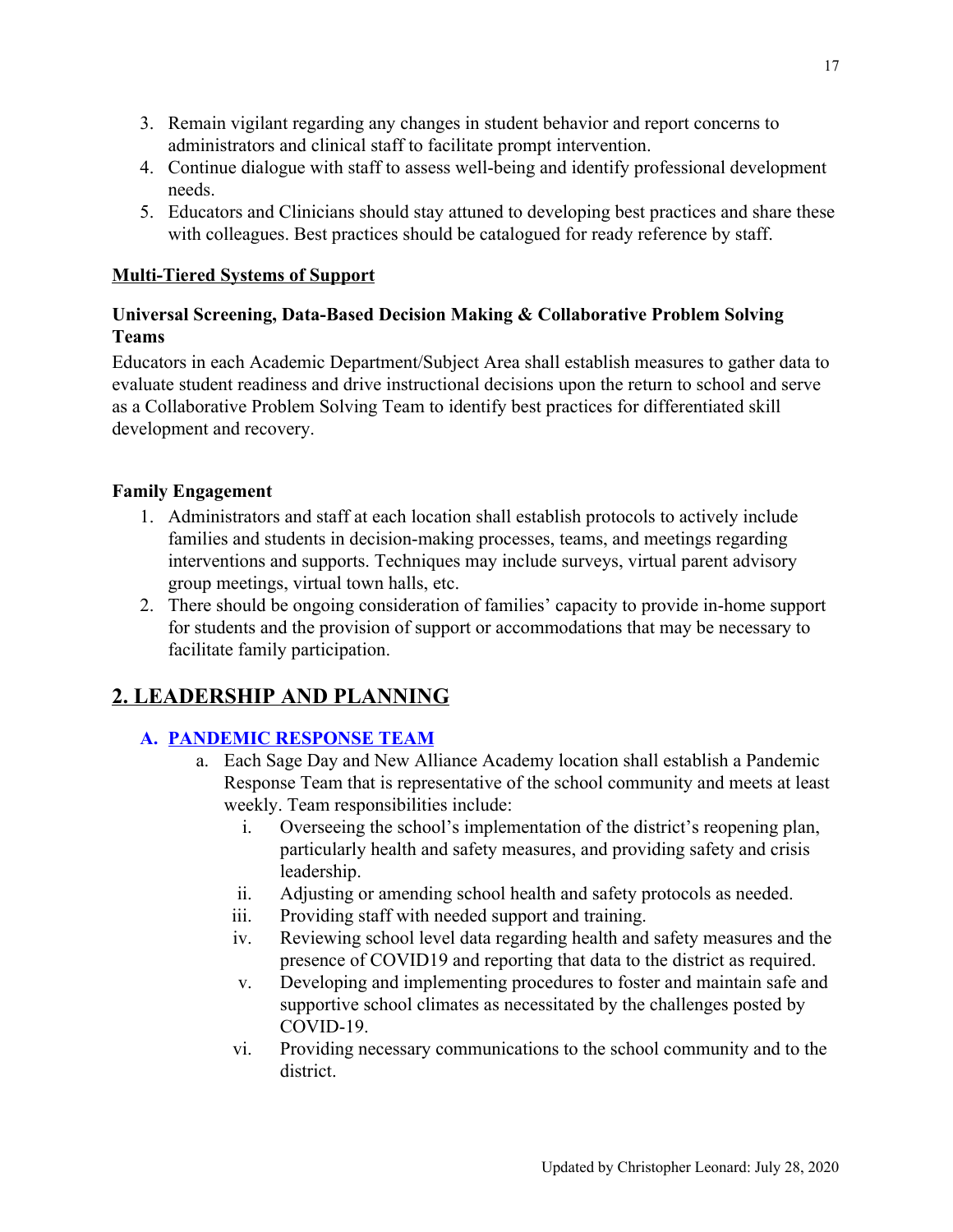3. Remain vigilant regarding any changes in student behavior and report concerns to administrators and clinical staff to facilitate prompt intervention.
4. Continue dialogue with staff to assess well-being and identify professional development needs.
5. Educators and Clinicians should stay attuned to developing best practices and share these with colleagues. Best practices should be catalogued for ready reference by staff.

### Multi-Tiered Systems of Support

**Universal Screening, Data-Based Decision Making & Collaborative Problem Solving Teams**

Educators in each Academic Department/Subject Area shall establish measures to gather data to evaluate student readiness and drive instructional decisions upon the return to school and serve as a Collaborative Problem Solving Team to identify best practices for differentiated skill development and recovery.

**Family Engagement**

1. Administrators and staff at each location shall establish protocols to actively include families and students in decision-making processes, teams, and meetings regarding interventions and supports. Techniques may include surveys, virtual parent advisory group meetings, virtual town halls, etc.
2. There should be ongoing consideration of families' capacity to provide in-home support for students and the provision of support or accommodations that may be necessary to facilitate family participation.

## 2. LEADERSHIP AND PLANNING

### A. PANDEMIC RESPONSE TEAM

a. Each Sage Day and New Alliance Academy location shall establish a Pandemic Response Team that is representative of the school community and meets at least weekly. Team responsibilities include:
    i. Overseeing the school's implementation of the district's reopening plan, particularly health and safety measures, and providing safety and crisis leadership.
    ii. Adjusting or amending school health and safety protocols as needed.
    iii. Providing staff with needed support and training.
    iv. Reviewing school level data regarding health and safety measures and the presence of COVID19 and reporting that data to the district as required.
    v. Developing and implementing procedures to foster and maintain safe and supportive school climates as necessitated by the challenges posted by COVID-19.
    vi. Providing necessary communications to the school community and to the district.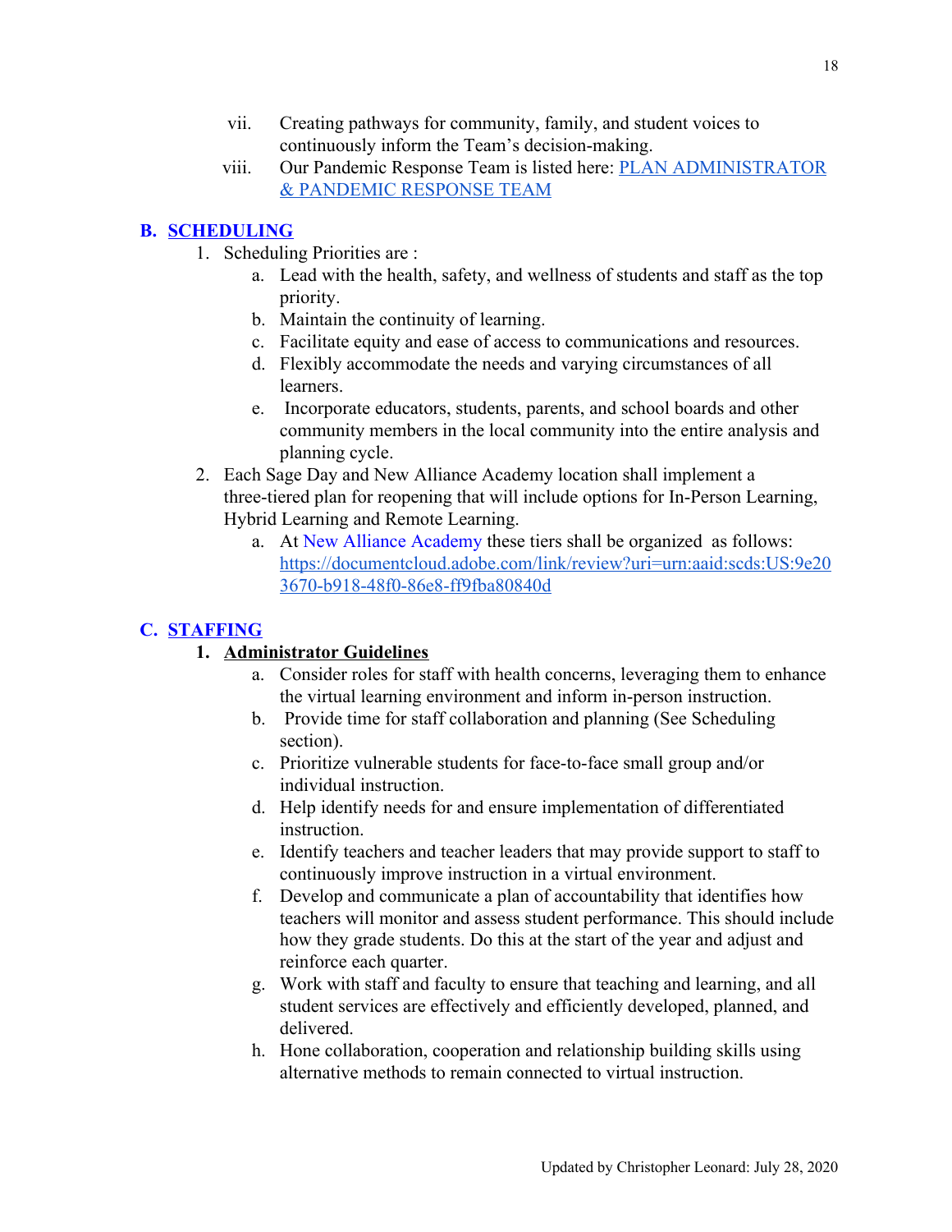vii. Creating pathways for community, family, and student voices to continuously inform the Team's decision-making.

viii. Our Pandemic Response Team is listed here: [PLAN ADMINISTRATOR & PANDEMIC RESPONSE TEAM]()

## B. [SCHEDULING]()

1. Scheduling Priorities are :
   a. Lead with the health, safety, and wellness of students and staff as the top priority.
   b. Maintain the continuity of learning.
   c. Facilitate equity and ease of access to communications and resources.
   d. Flexibly accommodate the needs and varying circumstances of all learners.
   e. Incorporate educators, students, parents, and school boards and other community members in the local community into the entire analysis and planning cycle.
2. Each Sage Day and New Alliance Academy location shall implement a three-tiered plan for reopening that will include options for In-Person Learning, Hybrid Learning and Remote Learning.
   a. At New Alliance Academy these tiers shall be organized as follows: https://documentcloud.adobe.com/link/review?uri=urn:aaid:scds:US:9e203670-b918-48f0-86e8-ff9fba80840d

## C. [STAFFING]()

1. **Administrator Guidelines**
   a. Consider roles for staff with health concerns, leveraging them to enhance the virtual learning environment and inform in-person instruction.
   b. Provide time for staff collaboration and planning (See Scheduling section).
   c. Prioritize vulnerable students for face-to-face small group and/or individual instruction.
   d. Help identify needs for and ensure implementation of differentiated instruction.
   e. Identify teachers and teacher leaders that may provide support to staff to continuously improve instruction in a virtual environment.
   f. Develop and communicate a plan of accountability that identifies how teachers will monitor and assess student performance. This should include how they grade students. Do this at the start of the year and adjust and reinforce each quarter.
   g. Work with staff and faculty to ensure that teaching and learning, and all student services are effectively and efficiently developed, planned, and delivered.
   h. Hone collaboration, cooperation and relationship building skills using alternative methods to remain connected to virtual instruction.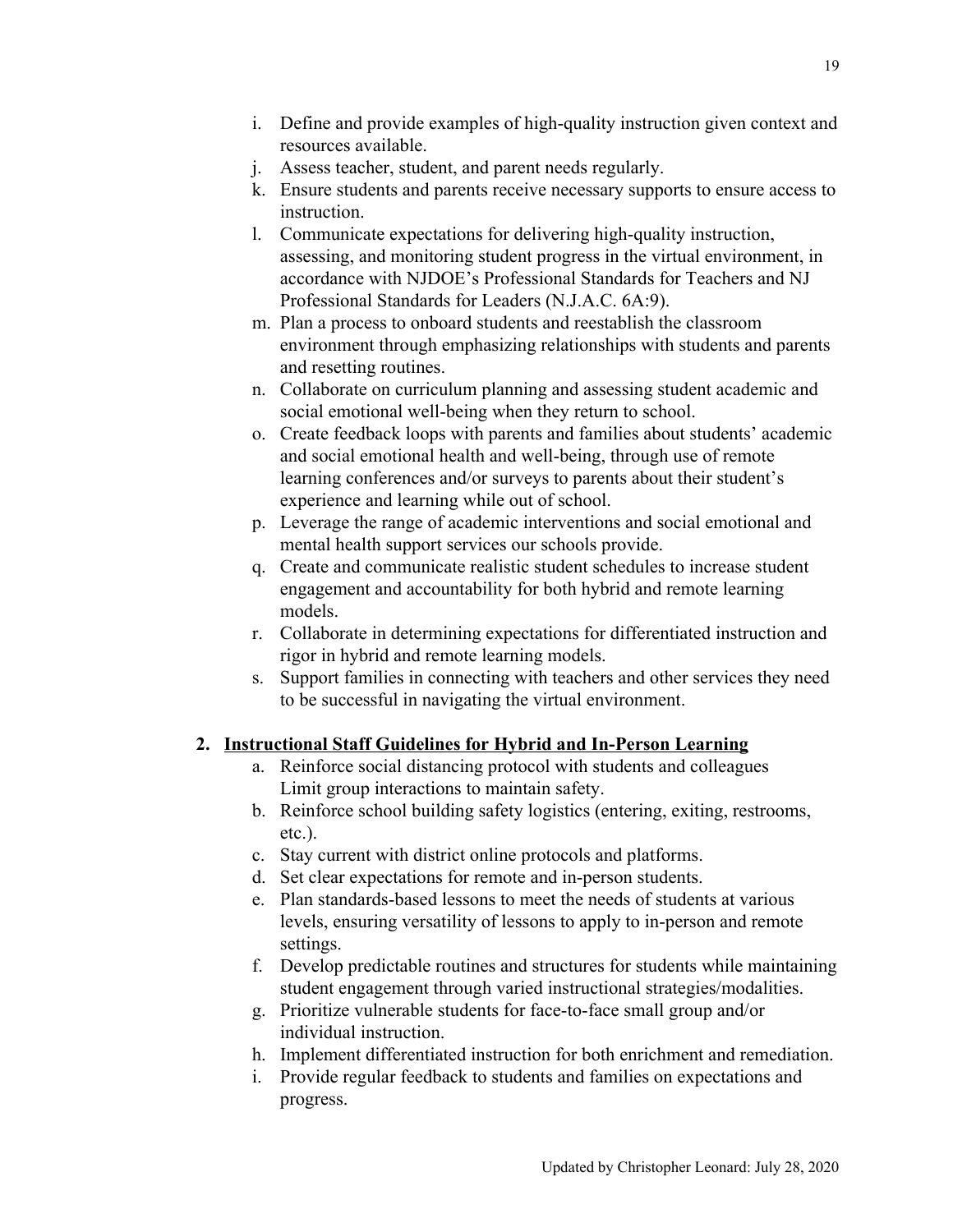i. Define and provide examples of high-quality instruction given context and resources available.
j. Assess teacher, student, and parent needs regularly.
k. Ensure students and parents receive necessary supports to ensure access to instruction.
l. Communicate expectations for delivering high-quality instruction, assessing, and monitoring student progress in the virtual environment, in accordance with NJDOE's Professional Standards for Teachers and NJ Professional Standards for Leaders (N.J.A.C. 6A:9).
m. Plan a process to onboard students and reestablish the classroom environment through emphasizing relationships with students and parents and resetting routines.
n. Collaborate on curriculum planning and assessing student academic and social emotional well-being when they return to school.
o. Create feedback loops with parents and families about students' academic and social emotional health and well-being, through use of remote learning conferences and/or surveys to parents about their student's experience and learning while out of school.
p. Leverage the range of academic interventions and social emotional and mental health support services our schools provide.
q. Create and communicate realistic student schedules to increase student engagement and accountability for both hybrid and remote learning models.
r. Collaborate in determining expectations for differentiated instruction and rigor in hybrid and remote learning models.
s. Support families in connecting with teachers and other services they need to be successful in navigating the virtual environment.

2. **<u>Instructional Staff Guidelines for Hybrid and In-Person Learning</u>**
    a. Reinforce social distancing protocol with students and colleagues Limit group interactions to maintain safety.
    b. Reinforce school building safety logistics (entering, exiting, restrooms, etc.).
    c. Stay current with district online protocols and platforms.
    d. Set clear expectations for remote and in-person students.
    e. Plan standards-based lessons to meet the needs of students at various levels, ensuring versatility of lessons to apply to in-person and remote settings.
    f. Develop predictable routines and structures for students while maintaining student engagement through varied instructional strategies/modalities.
    g. Prioritize vulnerable students for face-to-face small group and/or individual instruction.
    h. Implement differentiated instruction for both enrichment and remediation.
    i. Provide regular feedback to students and families on expectations and progress.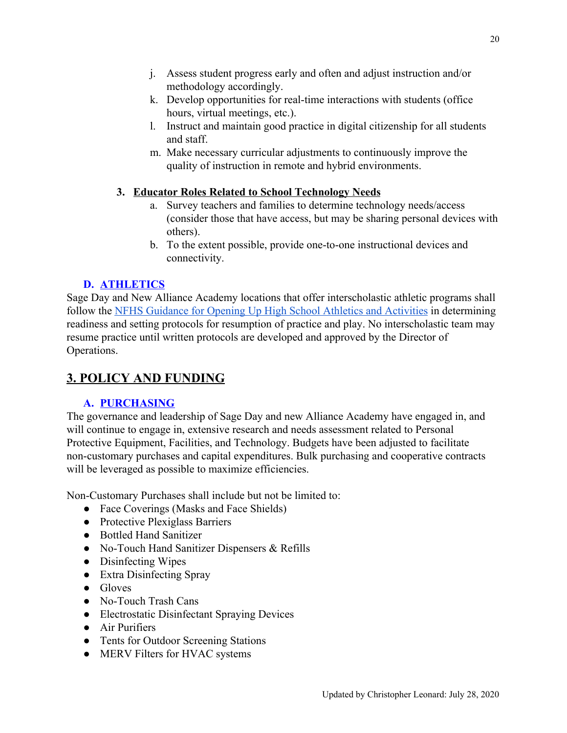j. Assess student progress early and often and adjust instruction and/or methodology accordingly.
k. Develop opportunities for real-time interactions with students (office hours, virtual meetings, etc.).
l. Instruct and maintain good practice in digital citizenship for all students and staff.
m. Make necessary curricular adjustments to continuously improve the quality of instruction in remote and hybrid environments.

3. **Educator Roles Related to School Technology Needs**
   a. Survey teachers and families to determine technology needs/access (consider those that have access, but may be sharing personal devices with others).
   b. To the extent possible, provide one-to-one instructional devices and connectivity.

### D. ATHLETICS

Sage Day and New Alliance Academy locations that offer interscholastic athletic programs shall follow the NFHS Guidance for Opening Up High School Athletics and Activities in determining readiness and setting protocols for resumption of practice and play. No interscholastic team may resume practice until written protocols are developed and approved by the Director of Operations.

## 3. POLICY AND FUNDING

### A. PURCHASING

The governance and leadership of Sage Day and new Alliance Academy have engaged in, and will continue to engage in, extensive research and needs assessment related to Personal Protective Equipment, Facilities, and Technology. Budgets have been adjusted to facilitate non-customary purchases and capital expenditures. Bulk purchasing and cooperative contracts will be leveraged as possible to maximize efficiencies.

Non-Customary Purchases shall include but not be limited to:

- Face Coverings (Masks and Face Shields)
- Protective Plexiglass Barriers
- Bottled Hand Sanitizer
- No-Touch Hand Sanitizer Dispensers & Refills
- Disinfecting Wipes
- Extra Disinfecting Spray
- Gloves
- No-Touch Trash Cans
- Electrostatic Disinfectant Spraying Devices
- Air Purifiers
- Tents for Outdoor Screening Stations
- MERV Filters for HVAC systems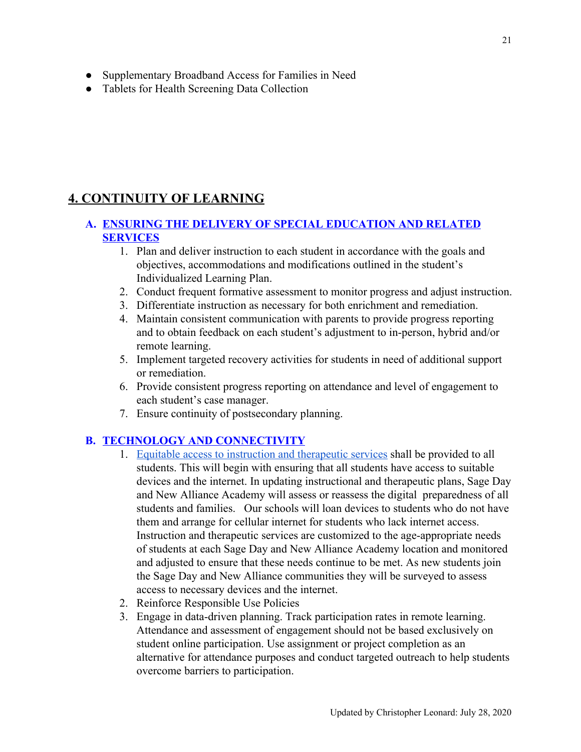- Supplementary Broadband Access for Families in Need
- Tablets for Health Screening Data Collection

## 4. CONTINUITY OF LEARNING

### A. ENSURING THE DELIVERY OF SPECIAL EDUCATION AND RELATED SERVICES

1. Plan and deliver instruction to each student in accordance with the goals and objectives, accommodations and modifications outlined in the student's Individualized Learning Plan.
2. Conduct frequent formative assessment to monitor progress and adjust instruction.
3. Differentiate instruction as necessary for both enrichment and remediation.
4. Maintain consistent communication with parents to provide progress reporting and to obtain feedback on each student's adjustment to in-person, hybrid and/or remote learning.
5. Implement targeted recovery activities for students in need of additional support or remediation.
6. Provide consistent progress reporting on attendance and level of engagement to each student's case manager.
7. Ensure continuity of postsecondary planning.

### B. TECHNOLOGY AND CONNECTIVITY

1. Equitable access to instruction and therapeutic services shall be provided to all students. This will begin with ensuring that all students have access to suitable devices and the internet. In updating instructional and therapeutic plans, Sage Day and New Alliance Academy will assess or reassess the digital preparedness of all students and families. Our schools will loan devices to students who do not have them and arrange for cellular internet for students who lack internet access. Instruction and therapeutic services are customized to the age-appropriate needs of students at each Sage Day and New Alliance Academy location and monitored and adjusted to ensure that these needs continue to be met. As new students join the Sage Day and New Alliance communities they will be surveyed to assess access to necessary devices and the internet.
2. Reinforce Responsible Use Policies
3. Engage in data-driven planning. Track participation rates in remote learning. Attendance and assessment of engagement should not be based exclusively on student online participation. Use assignment or project completion as an alternative for attendance purposes and conduct targeted outreach to help students overcome barriers to participation.

Updated by Christopher Leonard: July 28, 2020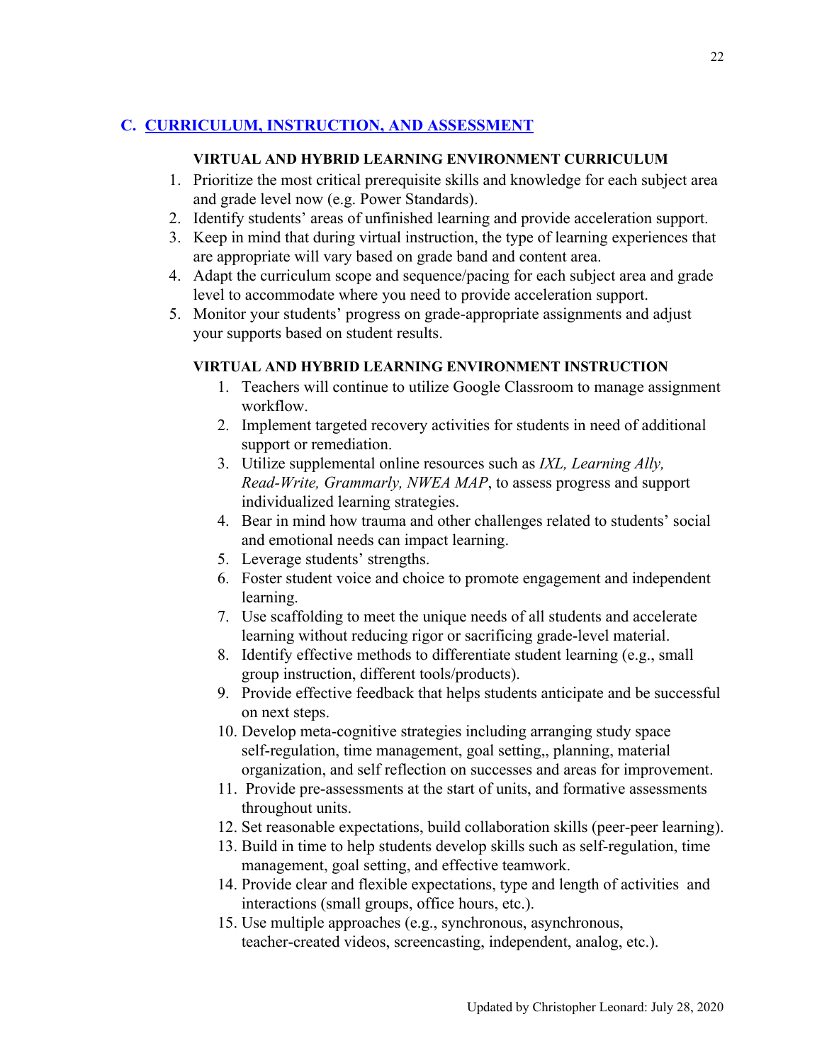## C. CURRICULUM, INSTRUCTION, AND ASSESSMENT

### VIRTUAL AND HYBRID LEARNING ENVIRONMENT CURRICULUM

1. Prioritize the most critical prerequisite skills and knowledge for each subject area and grade level now (e.g. Power Standards).
2. Identify students' areas of unfinished learning and provide acceleration support.
3. Keep in mind that during virtual instruction, the type of learning experiences that are appropriate will vary based on grade band and content area.
4. Adapt the curriculum scope and sequence/pacing for each subject area and grade level to accommodate where you need to provide acceleration support.
5. Monitor your students' progress on grade-appropriate assignments and adjust your supports based on student results.

### VIRTUAL AND HYBRID LEARNING ENVIRONMENT INSTRUCTION

1. Teachers will continue to utilize Google Classroom to manage assignment workflow.
2. Implement targeted recovery activities for students in need of additional support or remediation.
3. Utilize supplemental online resources such as *IXL, Learning Ally, Read-Write, Grammarly, NWEA MAP*, to assess progress and support individualized learning strategies.
4. Bear in mind how trauma and other challenges related to students' social and emotional needs can impact learning.
5. Leverage students' strengths.
6. Foster student voice and choice to promote engagement and independent learning.
7. Use scaffolding to meet the unique needs of all students and accelerate learning without reducing rigor or sacrificing grade-level material.
8. Identify effective methods to differentiate student learning (e.g., small group instruction, different tools/products).
9. Provide effective feedback that helps students anticipate and be successful on next steps.
10. Develop meta-cognitive strategies including arranging study space self-regulation, time management, goal setting,, planning, material organization, and self reflection on successes and areas for improvement.
11. Provide pre-assessments at the start of units, and formative assessments throughout units.
12. Set reasonable expectations, build collaboration skills (peer-peer learning).
13. Build in time to help students develop skills such as self-regulation, time management, goal setting, and effective teamwork.
14. Provide clear and flexible expectations, type and length of activities and interactions (small groups, office hours, etc.).
15. Use multiple approaches (e.g., synchronous, asynchronous, teacher-created videos, screencasting, independent, analog, etc.).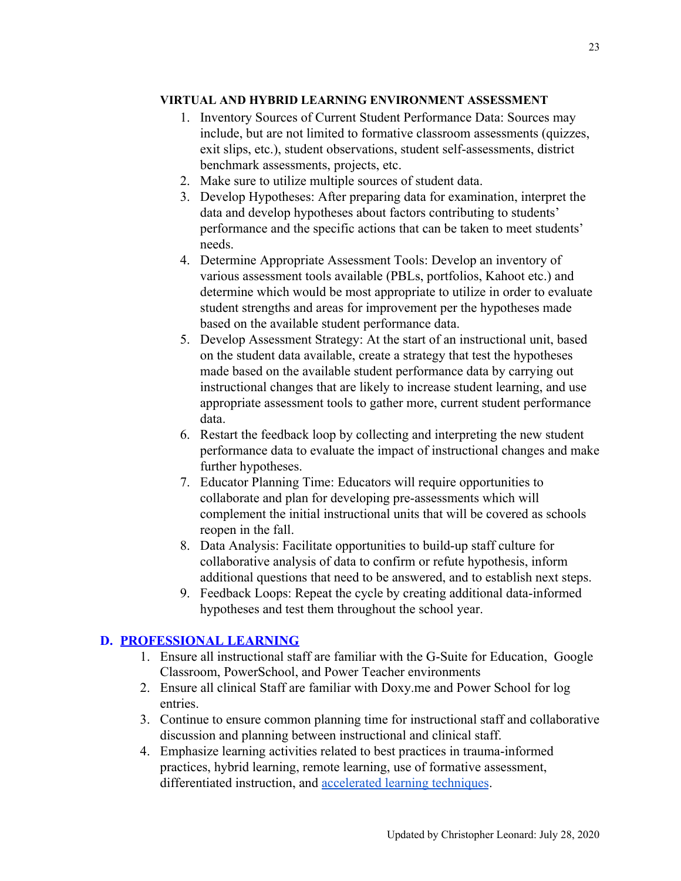**VIRTUAL AND HYBRID LEARNING ENVIRONMENT ASSESSMENT**

1. Inventory Sources of Current Student Performance Data: Sources may include, but are not limited to formative classroom assessments (quizzes, exit slips, etc.), student observations, student self-assessments, district benchmark assessments, projects, etc.
2. Make sure to utilize multiple sources of student data.
3. Develop Hypotheses: After preparing data for examination, interpret the data and develop hypotheses about factors contributing to students' performance and the specific actions that can be taken to meet students' needs.
4. Determine Appropriate Assessment Tools: Develop an inventory of various assessment tools available (PBLs, portfolios, Kahoot etc.) and determine which would be most appropriate to utilize in order to evaluate student strengths and areas for improvement per the hypotheses made based on the available student performance data.
5. Develop Assessment Strategy: At the start of an instructional unit, based on the student data available, create a strategy that test the hypotheses made based on the available student performance data by carrying out instructional changes that are likely to increase student learning, and use appropriate assessment tools to gather more, current student performance data.
6. Restart the feedback loop by collecting and interpreting the new student performance data to evaluate the impact of instructional changes and make further hypotheses.
7. Educator Planning Time: Educators will require opportunities to collaborate and plan for developing pre-assessments which will complement the initial instructional units that will be covered as schools reopen in the fall.
8. Data Analysis: Facilitate opportunities to build-up staff culture for collaborative analysis of data to confirm or refute hypothesis, inform additional questions that need to be answered, and to establish next steps.
9. Feedback Loops: Repeat the cycle by creating additional data-informed hypotheses and test them throughout the school year.

## D. PROFESSIONAL LEARNING

1. Ensure all instructional staff are familiar with the G-Suite for Education, Google Classroom, PowerSchool, and Power Teacher environments
2. Ensure all clinical Staff are familiar with Doxy.me and Power School for log entries.
3. Continue to ensure common planning time for instructional staff and collaborative discussion and planning between instructional and clinical staff.
4. Emphasize learning activities related to best practices in trauma-informed practices, hybrid learning, remote learning, use of formative assessment, differentiated instruction, and accelerated learning techniques.

Updated by Christopher Leonard: July 28, 2020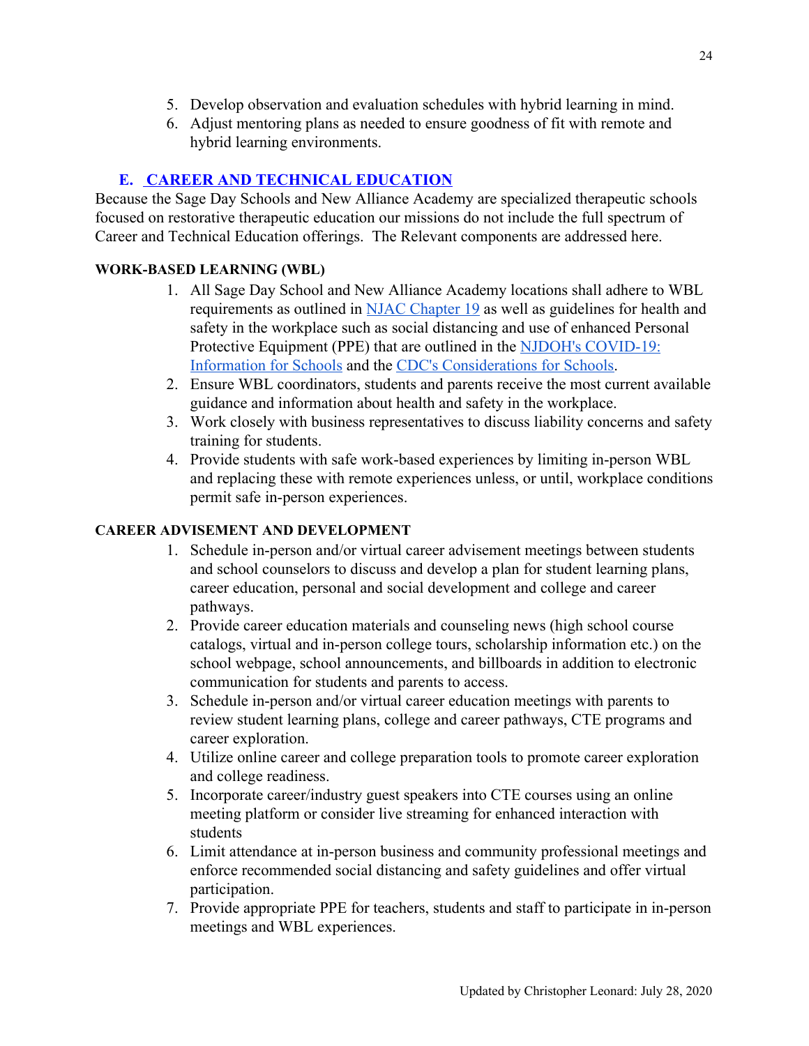5. Develop observation and evaluation schedules with hybrid learning in mind.
6. Adjust mentoring plans as needed to ensure goodness of fit with remote and hybrid learning environments.

## E. CAREER AND TECHNICAL EDUCATION

Because the Sage Day Schools and New Alliance Academy are specialized therapeutic schools focused on restorative therapeutic education our missions do not include the full spectrum of Career and Technical Education offerings. The Relevant components are addressed here.

### WORK-BASED LEARNING (WBL)

1. All Sage Day School and New Alliance Academy locations shall adhere to WBL requirements as outlined in NJAC Chapter 19 as well as guidelines for health and safety in the workplace such as social distancing and use of enhanced Personal Protective Equipment (PPE) that are outlined in the NJDOH's COVID-19: Information for Schools and the CDC's Considerations for Schools.
2. Ensure WBL coordinators, students and parents receive the most current available guidance and information about health and safety in the workplace.
3. Work closely with business representatives to discuss liability concerns and safety training for students.
4. Provide students with safe work-based experiences by limiting in-person WBL and replacing these with remote experiences unless, or until, workplace conditions permit safe in-person experiences.

### CAREER ADVISEMENT AND DEVELOPMENT

1. Schedule in-person and/or virtual career advisement meetings between students and school counselors to discuss and develop a plan for student learning plans, career education, personal and social development and college and career pathways.
2. Provide career education materials and counseling news (high school course catalogs, virtual and in-person college tours, scholarship information etc.) on the school webpage, school announcements, and billboards in addition to electronic communication for students and parents to access.
3. Schedule in-person and/or virtual career education meetings with parents to review student learning plans, college and career pathways, CTE programs and career exploration.
4. Utilize online career and college preparation tools to promote career exploration and college readiness.
5. Incorporate career/industry guest speakers into CTE courses using an online meeting platform or consider live streaming for enhanced interaction with students
6. Limit attendance at in-person business and community professional meetings and enforce recommended social distancing and safety guidelines and offer virtual participation.
7. Provide appropriate PPE for teachers, students and staff to participate in in-person meetings and WBL experiences.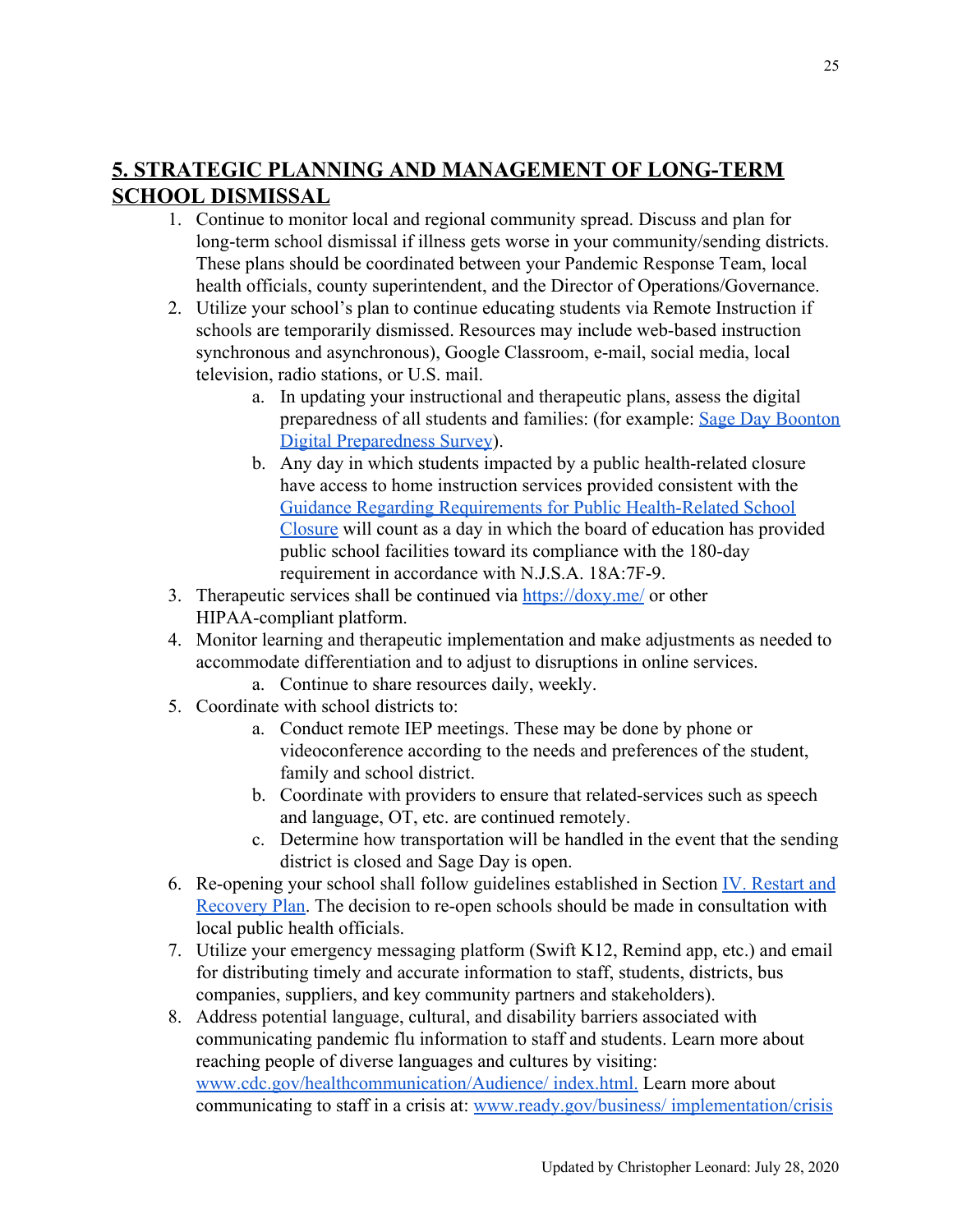## 5. STRATEGIC PLANNING AND MANAGEMENT OF LONG-TERM SCHOOL DISMISSAL

1. Continue to monitor local and regional community spread. Discuss and plan for long-term school dismissal if illness gets worse in your community/sending districts. These plans should be coordinated between your Pandemic Response Team, local health officials, county superintendent, and the Director of Operations/Governance.
2. Utilize your school's plan to continue educating students via Remote Instruction if schools are temporarily dismissed. Resources may include web-based instruction synchronous and asynchronous), Google Classroom, e-mail, social media, local television, radio stations, or U.S. mail.
   a. In updating your instructional and therapeutic plans, assess the digital preparedness of all students and families: (for example: [Sage Day Boonton Digital Preparedness Survey](#)).
   b. Any day in which students impacted by a public health-related closure have access to home instruction services provided consistent with the [Guidance Regarding Requirements for Public Health-Related School Closure](#) will count as a day in which the board of education has provided public school facilities toward its compliance with the 180-day requirement in accordance with N.J.S.A. 18A:7F-9.
3. Therapeutic services shall be continued via [https://doxy.me/](https://doxy.me/) or other HIPAA-compliant platform.
4. Monitor learning and therapeutic implementation and make adjustments as needed to accommodate differentiation and to adjust to disruptions in online services.
   a. Continue to share resources daily, weekly.
5. Coordinate with school districts to:
   a. Conduct remote IEP meetings. These may be done by phone or videoconference according to the needs and preferences of the student, family and school district.
   b. Coordinate with providers to ensure that related-services such as speech and language, OT, etc. are continued remotely.
   c. Determine how transportation will be handled in the event that the sending district is closed and Sage Day is open.
6. Re-opening your school shall follow guidelines established in Section [IV. Restart and Recovery Plan](#). The decision to re-open schools should be made in consultation with local public health officials.
7. Utilize your emergency messaging platform (Swift K12, Remind app, etc.) and email for distributing timely and accurate information to staff, students, districts, bus companies, suppliers, and key community partners and stakeholders).
8. Address potential language, cultural, and disability barriers associated with communicating pandemic flu information to staff and students. Learn more about reaching people of diverse languages and cultures by visiting: [www.cdc.gov/healthcommunication/Audience/ index.html.](www.cdc.gov/healthcommunication/Audience/index.html) Learn more about communicating to staff in a crisis at: [www.ready.gov/business/ implementation/crisis](www.ready.gov/business/implementation/crisis)

Updated by Christopher Leonard: July 28, 2020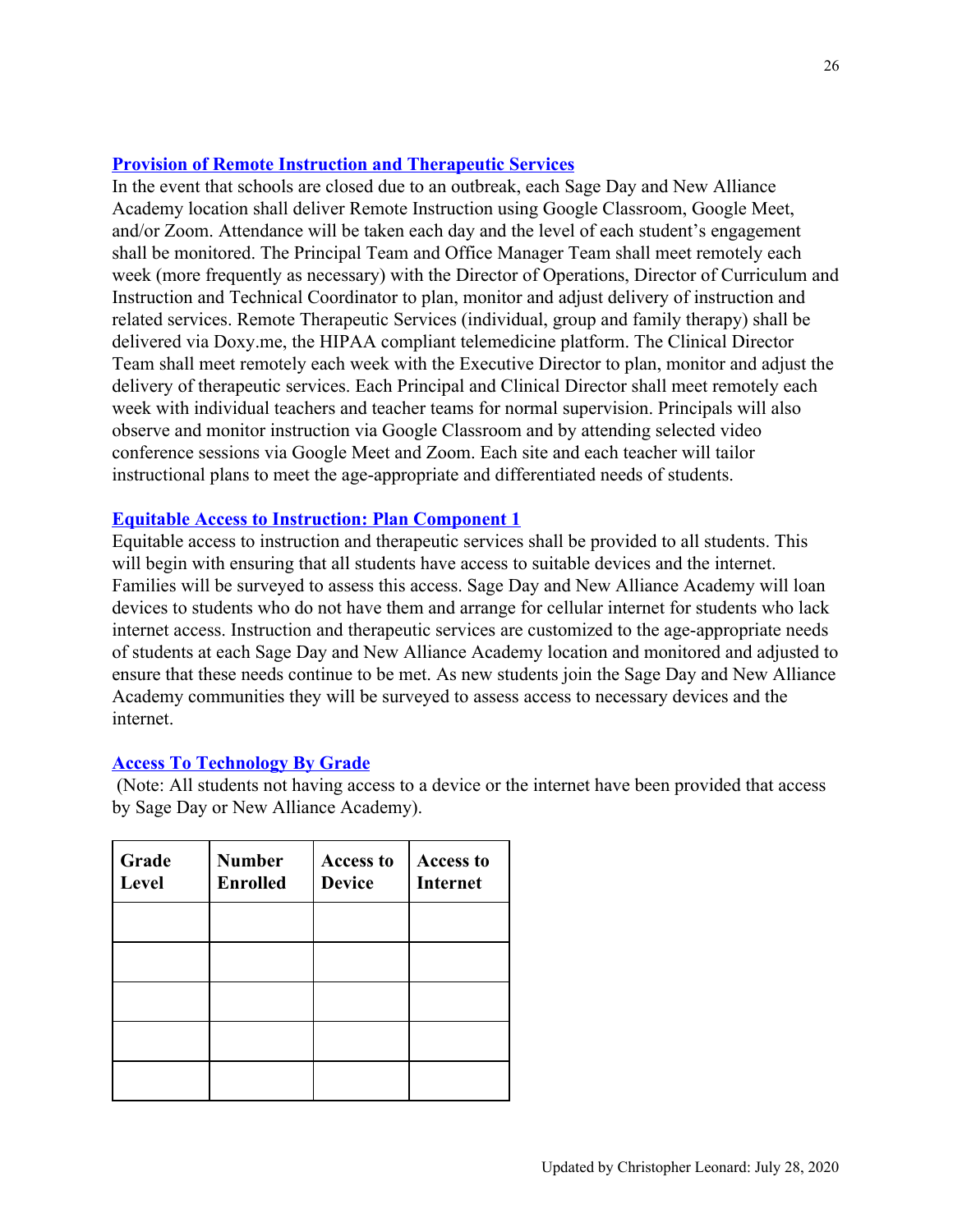## Provision of Remote Instruction and Therapeutic Services

In the event that schools are closed due to an outbreak, each Sage Day and New Alliance Academy location shall deliver Remote Instruction using Google Classroom, Google Meet, and/or Zoom. Attendance will be taken each day and the level of each student's engagement shall be monitored. The Principal Team and Office Manager Team shall meet remotely each week (more frequently as necessary) with the Director of Operations, Director of Curriculum and Instruction and Technical Coordinator to plan, monitor and adjust delivery of instruction and related services. Remote Therapeutic Services (individual, group and family therapy) shall be delivered via Doxy.me, the HIPAA compliant telemedicine platform. The Clinical Director Team shall meet remotely each week with the Executive Director to plan, monitor and adjust the delivery of therapeutic services. Each Principal and Clinical Director shall meet remotely each week with individual teachers and teacher teams for normal supervision. Principals will also observe and monitor instruction via Google Classroom and by attending selected video conference sessions via Google Meet and Zoom. Each site and each teacher will tailor instructional plans to meet the age-appropriate and differentiated needs of students.

## Equitable Access to Instruction: Plan Component 1

Equitable access to instruction and therapeutic services shall be provided to all students. This will begin with ensuring that all students have access to suitable devices and the internet. Families will be surveyed to assess this access. Sage Day and New Alliance Academy will loan devices to students who do not have them and arrange for cellular internet for students who lack internet access. Instruction and therapeutic services are customized to the age-appropriate needs of students at each Sage Day and New Alliance Academy location and monitored and adjusted to ensure that these needs continue to be met. As new students join the Sage Day and New Alliance Academy communities they will be surveyed to assess access to necessary devices and the internet.

## Access To Technology By Grade

(Note: All students not having access to a device or the internet have been provided that access by Sage Day or New Alliance Academy).

| Grade Level | Number Enrolled | Access to Device | Access to Internet |
|---|---|---|---|
| | | | |
| | | | |
| | | | |
| | | | |
| | | | |

Updated by Christopher Leonard: July 28, 2020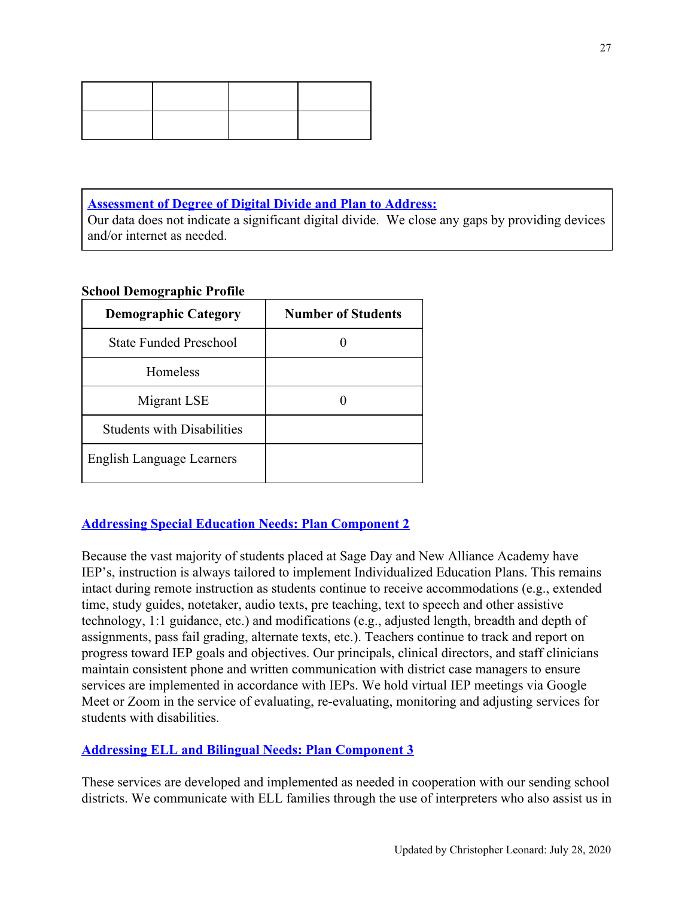| | | | |
|---|---|---|---|
| | | | |

**Assessment of Degree of Digital Divide and Plan to Address:**
Our data does not indicate a significant digital divide. We close any gaps by providing devices and/or internet as needed.

**School Demographic Profile**

| Demographic Category | Number of Students |
|---|---|
| State Funded Preschool | 0 |
| Homeless | |
| Migrant LSE | 0 |
| Students with Disabilities | |
| English Language Learners | |

## Addressing Special Education Needs: Plan Component 2

Because the vast majority of students placed at Sage Day and New Alliance Academy have IEP's, instruction is always tailored to implement Individualized Education Plans. This remains intact during remote instruction as students continue to receive accommodations (e.g., extended time, study guides, notetaker, audio texts, pre teaching, text to speech and other assistive technology, 1:1 guidance, etc.) and modifications (e.g., adjusted length, breadth and depth of assignments, pass fail grading, alternate texts, etc.). Teachers continue to track and report on progress toward IEP goals and objectives. Our principals, clinical directors, and staff clinicians maintain consistent phone and written communication with district case managers to ensure services are implemented in accordance with IEPs. We hold virtual IEP meetings via Google Meet or Zoom in the service of evaluating, re-evaluating, monitoring and adjusting services for students with disabilities.

## Addressing ELL and Bilingual Needs: Plan Component 3

These services are developed and implemented as needed in cooperation with our sending school districts. We communicate with ELL families through the use of interpreters who also assist us in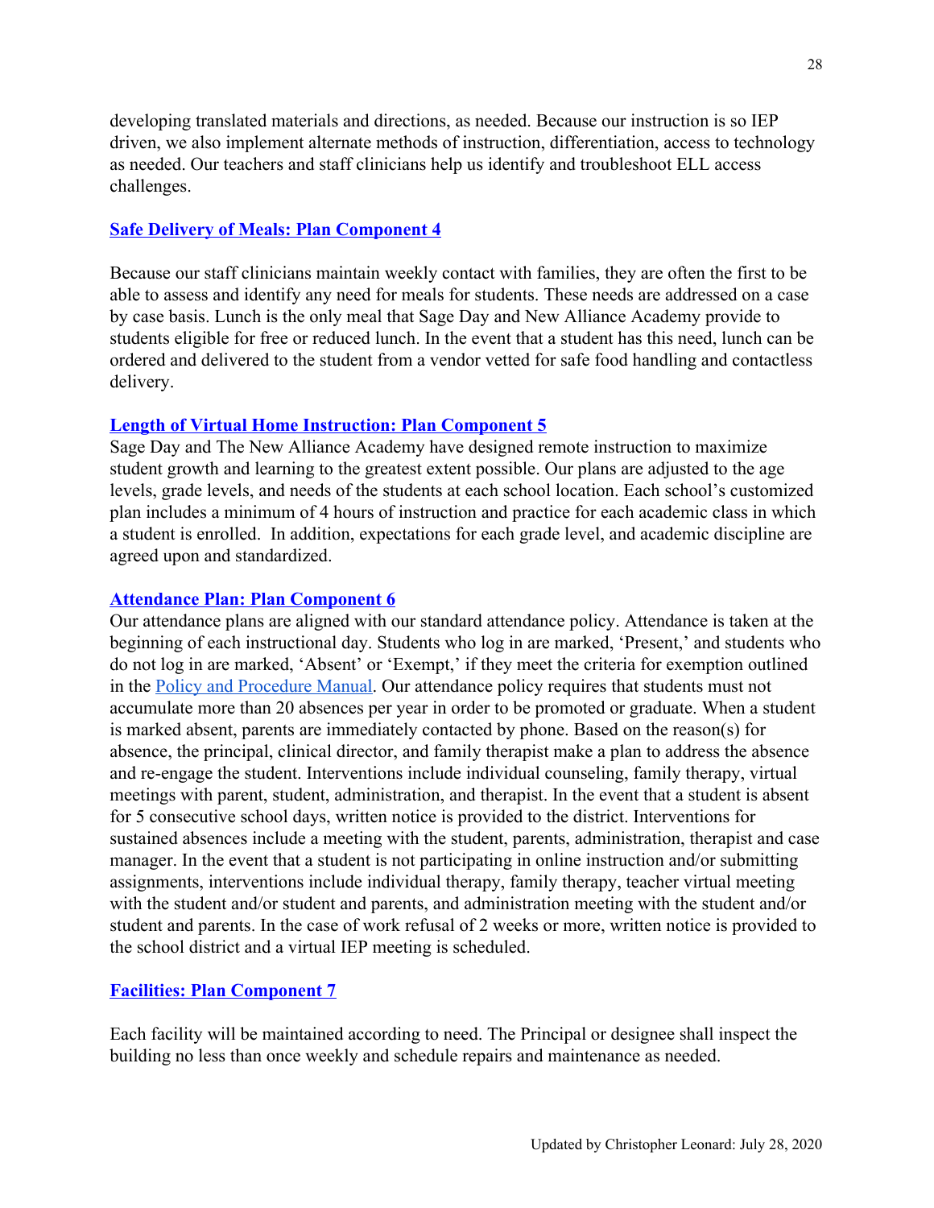developing translated materials and directions, as needed. Because our instruction is so IEP driven, we also implement alternate methods of instruction, differentiation, access to technology as needed. Our teachers and staff clinicians help us identify and troubleshoot ELL access challenges.

### [Safe Delivery of Meals: Plan Component 4]

Because our staff clinicians maintain weekly contact with families, they are often the first to be able to assess and identify any need for meals for students. These needs are addressed on a case by case basis. Lunch is the only meal that Sage Day and New Alliance Academy provide to students eligible for free or reduced lunch. In the event that a student has this need, lunch can be ordered and delivered to the student from a vendor vetted for safe food handling and contactless delivery.

### [Length of Virtual Home Instruction: Plan Component 5]

Sage Day and The New Alliance Academy have designed remote instruction to maximize student growth and learning to the greatest extent possible. Our plans are adjusted to the age levels, grade levels, and needs of the students at each school location. Each school's customized plan includes a minimum of 4 hours of instruction and practice for each academic class in which a student is enrolled. In addition, expectations for each grade level, and academic discipline are agreed upon and standardized.

### [Attendance Plan: Plan Component 6]

Our attendance plans are aligned with our standard attendance policy. Attendance is taken at the beginning of each instructional day. Students who log in are marked, 'Present,' and students who do not log in are marked, 'Absent' or 'Exempt,' if they meet the criteria for exemption outlined in the [Policy and Procedure Manual]. Our attendance policy requires that students must not accumulate more than 20 absences per year in order to be promoted or graduate. When a student is marked absent, parents are immediately contacted by phone. Based on the reason(s) for absence, the principal, clinical director, and family therapist make a plan to address the absence and re-engage the student. Interventions include individual counseling, family therapy, virtual meetings with parent, student, administration, and therapist. In the event that a student is absent for 5 consecutive school days, written notice is provided to the district. Interventions for sustained absences include a meeting with the student, parents, administration, therapist and case manager. In the event that a student is not participating in online instruction and/or submitting assignments, interventions include individual therapy, family therapy, teacher virtual meeting with the student and/or student and parents, and administration meeting with the student and/or student and parents. In the case of work refusal of 2 weeks or more, written notice is provided to the school district and a virtual IEP meeting is scheduled.

### [Facilities: Plan Component 7]

Each facility will be maintained according to need. The Principal or designee shall inspect the building no less than once weekly and schedule repairs and maintenance as needed.

Updated by Christopher Leonard: July 28, 2020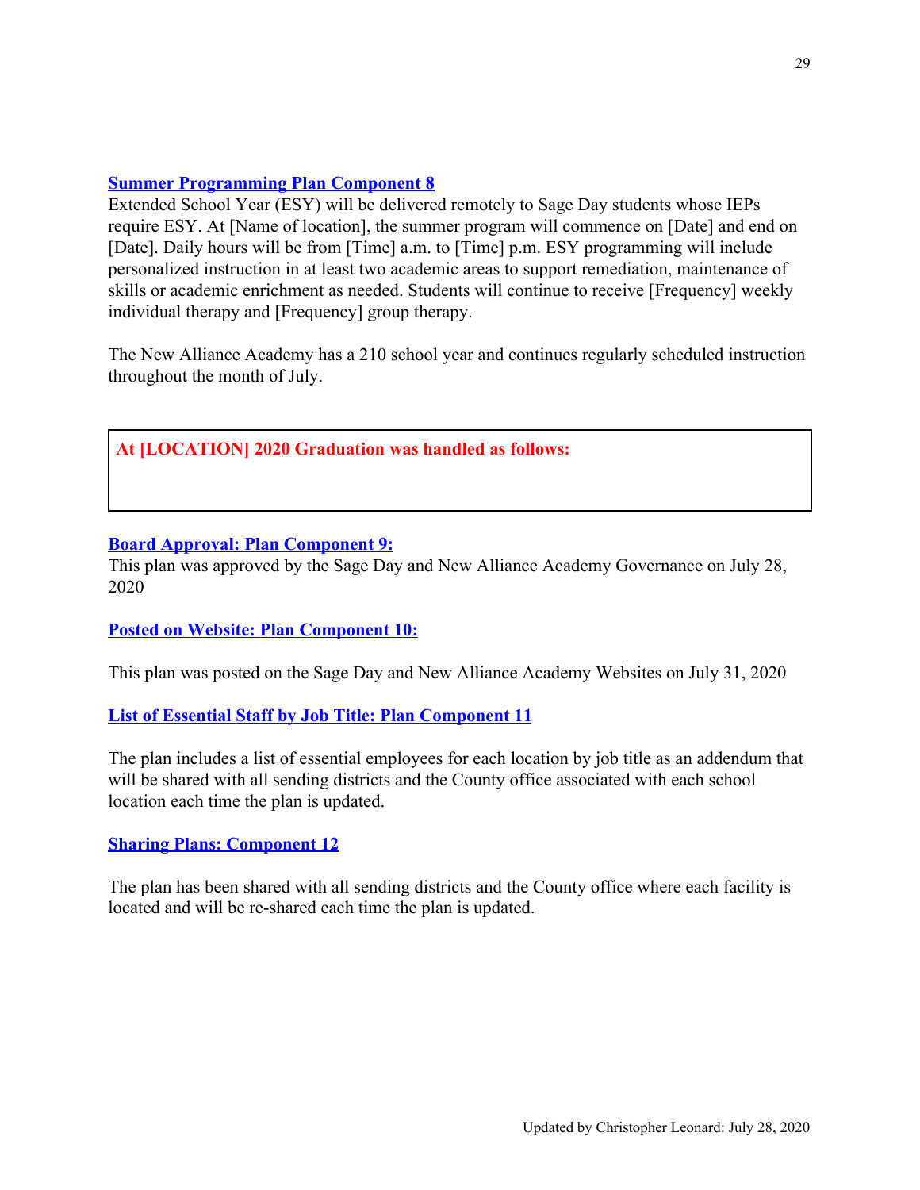**Summer Programming Plan Component 8**

Extended School Year (ESY) will be delivered remotely to Sage Day students whose IEPs require ESY. At [Name of location], the summer program will commence on [Date] and end on [Date]. Daily hours will be from [Time] a.m. to [Time] p.m. ESY programming will include personalized instruction in at least two academic areas to support remediation, maintenance of skills or academic enrichment as needed. Students will continue to receive [Frequency] weekly individual therapy and [Frequency] group therapy.

The New Alliance Academy has a 210 school year and continues regularly scheduled instruction throughout the month of July.

**At [LOCATION] 2020 Graduation was handled as follows:**

**Board Approval: Plan Component 9:**

This plan was approved by the Sage Day and New Alliance Academy Governance on July 28, 2020

**Posted on Website: Plan Component 10:**

This plan was posted on the Sage Day and New Alliance Academy Websites on July 31, 2020

**List of Essential Staff by Job Title: Plan Component 11**

The plan includes a list of essential employees for each location by job title as an addendum that will be shared with all sending districts and the County office associated with each school location each time the plan is updated.

**Sharing Plans: Component 12**

The plan has been shared with all sending districts and the County office where each facility is located and will be re-shared each time the plan is updated.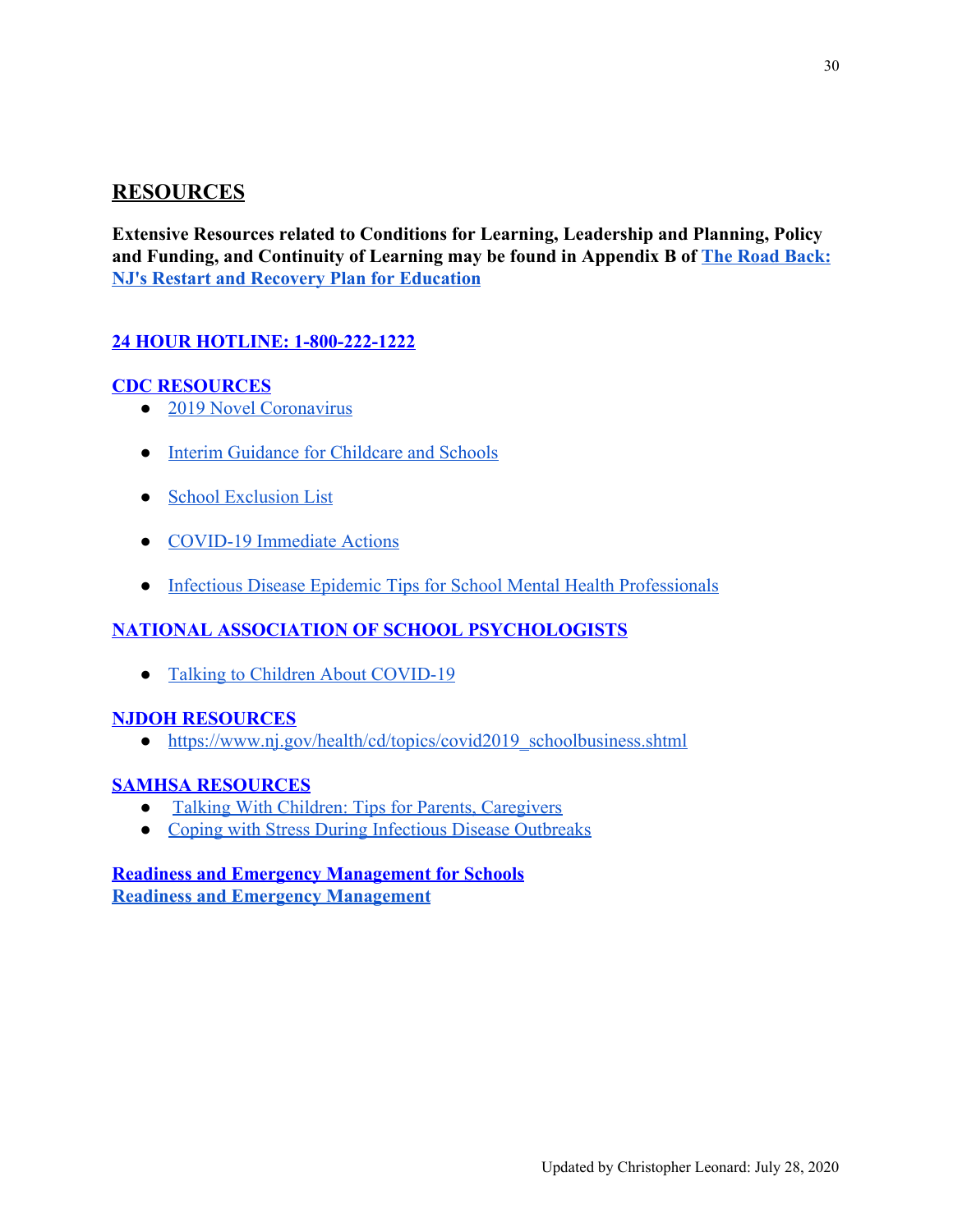## RESOURCES

**Extensive Resources related to Conditions for Learning, Leadership and Planning, Policy and Funding, and Continuity of Learning may be found in Appendix B of The Road Back: NJ's Restart and Recovery Plan for Education**

**24 HOUR HOTLINE: 1-800-222-1222**

**CDC RESOURCES**

- 2019 Novel Coronavirus
- Interim Guidance for Childcare and Schools
- School Exclusion List
- COVID-19 Immediate Actions
- Infectious Disease Epidemic Tips for School Mental Health Professionals

**NATIONAL ASSOCIATION OF SCHOOL PSYCHOLOGISTS**

- Talking to Children About COVID-19

**NJDOH RESOURCES**

- https://www.nj.gov/health/cd/topics/covid2019_schoolbusiness.shtml

**SAMHSA RESOURCES**

- Talking With Children: Tips for Parents, Caregivers
- Coping with Stress During Infectious Disease Outbreaks

**Readiness and Emergency Management for Schools**
**Readiness and Emergency Management**

Updated by Christopher Leonard: July 28, 2020